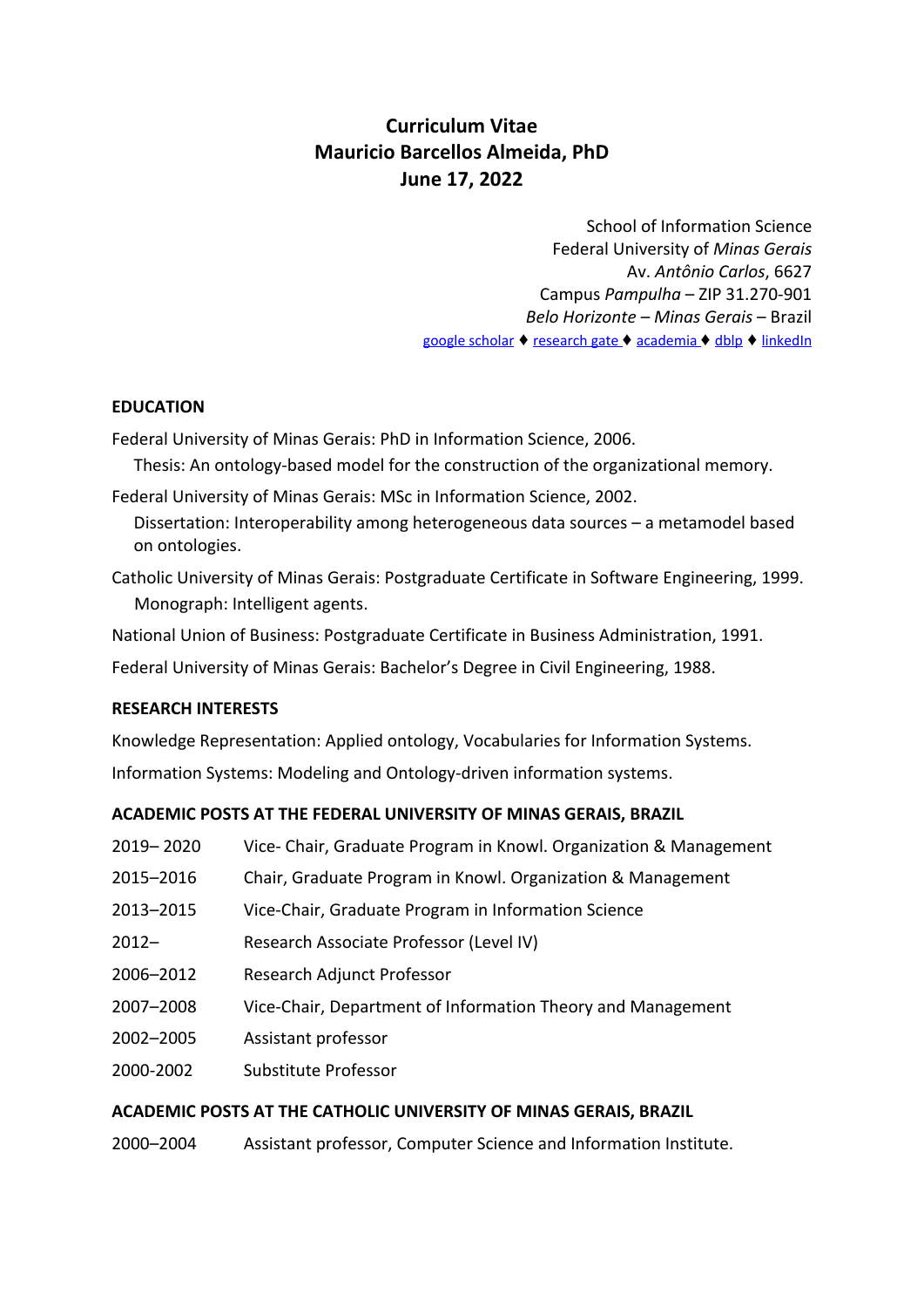# Curriculum Vitae
# Mauricio Barcellos Almeida, PhD
# June 17, 2022

School of Information Science
Federal University of *Minas Gerais*
Av. *Antônio Carlos*, 6627
Campus *Pampulha* – ZIP 31.270-901
*Belo Horizonte* – *Minas Gerais* – Brazil
google scholar ♦ research gate ♦ academia ♦ dblp ♦ linkedIn

## EDUCATION

Federal University of Minas Gerais: PhD in Information Science, 2006.
Thesis: An ontology-based model for the construction of the organizational memory.

Federal University of Minas Gerais: MSc in Information Science, 2002.
Dissertation: Interoperability among heterogeneous data sources – a metamodel based on ontologies.

Catholic University of Minas Gerais: Postgraduate Certificate in Software Engineering, 1999.
Monograph: Intelligent agents.

National Union of Business: Postgraduate Certificate in Business Administration, 1991.

Federal University of Minas Gerais: Bachelor's Degree in Civil Engineering, 1988.

## RESEARCH INTERESTS

Knowledge Representation: Applied ontology, Vocabularies for Information Systems.

Information Systems: Modeling and Ontology-driven information systems.

## ACADEMIC POSTS AT THE FEDERAL UNIVERSITY OF MINAS GERAIS, BRAZIL

2019– 2020 Vice- Chair, Graduate Program in Knowl. Organization & Management

2015–2016 Chair, Graduate Program in Knowl. Organization & Management

2013–2015 Vice-Chair, Graduate Program in Information Science

2012– Research Associate Professor (Level IV)

2006–2012 Research Adjunct Professor

2007–2008 Vice-Chair, Department of Information Theory and Management

2002–2005 Assistant professor

2000-2002 Substitute Professor

## ACADEMIC POSTS AT THE CATHOLIC UNIVERSITY OF MINAS GERAIS, BRAZIL

2000–2004 Assistant professor, Computer Science and Information Institute.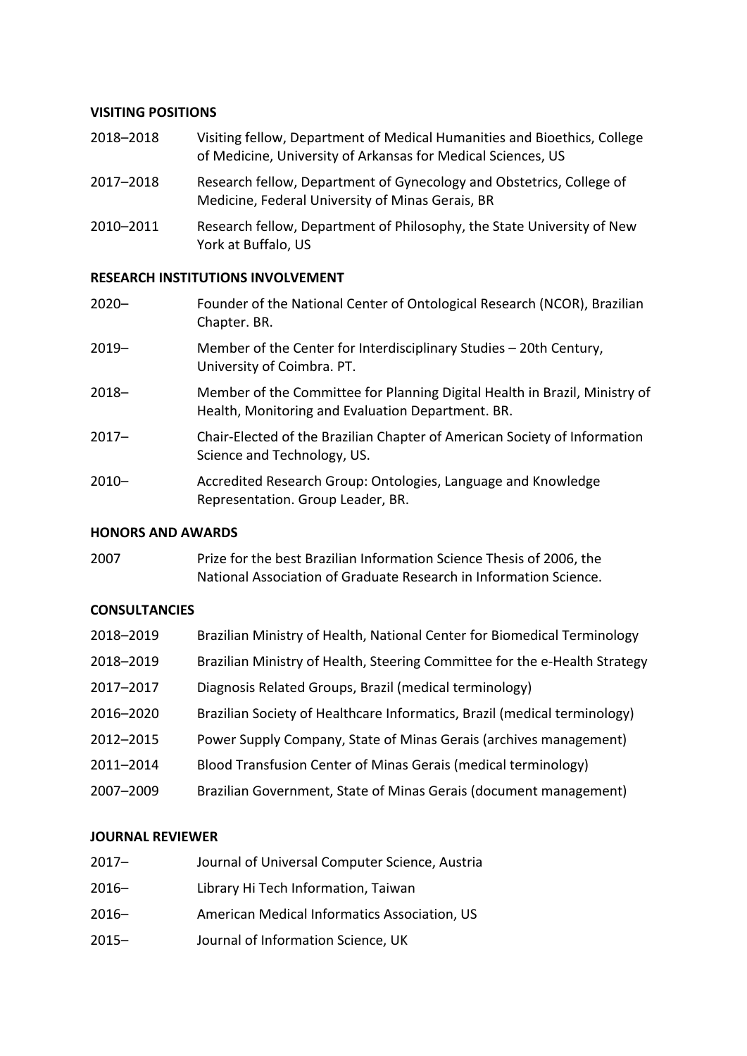## VISITING POSITIONS

| | |
|---|---|
| 2018–2018 | Visiting fellow, Department of Medical Humanities and Bioethics, College of Medicine, University of Arkansas for Medical Sciences, US |
| 2017–2018 | Research fellow, Department of Gynecology and Obstetrics, College of Medicine, Federal University of Minas Gerais, BR |
| 2010–2011 | Research fellow, Department of Philosophy, the State University of New York at Buffalo, US |

## RESEARCH INSTITUTIONS INVOLVEMENT

| | |
|---|---|
| 2020– | Founder of the National Center of Ontological Research (NCOR), Brazilian Chapter. BR. |
| 2019– | Member of the Center for Interdisciplinary Studies – 20th Century, University of Coimbra. PT. |
| 2018– | Member of the Committee for Planning Digital Health in Brazil, Ministry of Health, Monitoring and Evaluation Department. BR. |
| 2017– | Chair-Elected of the Brazilian Chapter of American Society of Information Science and Technology, US. |
| 2010– | Accredited Research Group: Ontologies, Language and Knowledge Representation. Group Leader, BR. |

## HONORS AND AWARDS

| | |
|---|---|
| 2007 | Prize for the best Brazilian Information Science Thesis of 2006, the National Association of Graduate Research in Information Science. |

## CONSULTANCIES

| | |
|---|---|
| 2018–2019 | Brazilian Ministry of Health, National Center for Biomedical Terminology |
| 2018–2019 | Brazilian Ministry of Health, Steering Committee for the e-Health Strategy |
| 2017–2017 | Diagnosis Related Groups, Brazil (medical terminology) |
| 2016–2020 | Brazilian Society of Healthcare Informatics, Brazil (medical terminology) |
| 2012–2015 | Power Supply Company, State of Minas Gerais (archives management) |
| 2011–2014 | Blood Transfusion Center of Minas Gerais (medical terminology) |
| 2007–2009 | Brazilian Government, State of Minas Gerais (document management) |

## JOURNAL REVIEWER

| | |
|---|---|
| 2017– | Journal of Universal Computer Science, Austria |
| 2016– | Library Hi Tech Information, Taiwan |
| 2016– | American Medical Informatics Association, US |
| 2015– | Journal of Information Science, UK |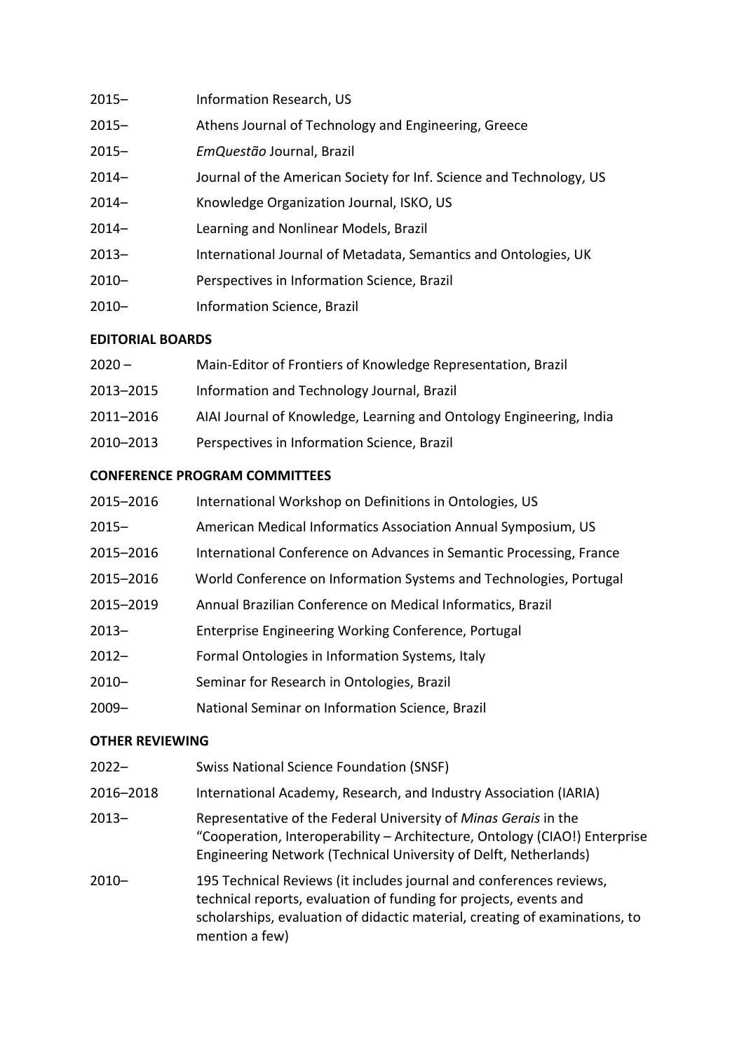| | |
|---|---|
| 2015– | Information Research, US |
| 2015– | Athens Journal of Technology and Engineering, Greece |
| 2015– | *EmQuestão* Journal, Brazil |
| 2014– | Journal of the American Society for Inf. Science and Technology, US |
| 2014– | Knowledge Organization Journal, ISKO, US |
| 2014– | Learning and Nonlinear Models, Brazil |
| 2013– | International Journal of Metadata, Semantics and Ontologies, UK |
| 2010– | Perspectives in Information Science, Brazil |
| 2010– | Information Science, Brazil |

**EDITORIAL BOARDS**

| | |
|---|---|
| 2020 – | Main-Editor of Frontiers of Knowledge Representation, Brazil |
| 2013–2015 | Information and Technology Journal, Brazil |
| 2011–2016 | AIAI Journal of Knowledge, Learning and Ontology Engineering, India |
| 2010–2013 | Perspectives in Information Science, Brazil |

**CONFERENCE PROGRAM COMMITTEES**

| | |
|---|---|
| 2015–2016 | International Workshop on Definitions in Ontologies, US |
| 2015– | American Medical Informatics Association Annual Symposium, US |
| 2015–2016 | International Conference on Advances in Semantic Processing, France |
| 2015–2016 | World Conference on Information Systems and Technologies, Portugal |
| 2015–2019 | Annual Brazilian Conference on Medical Informatics, Brazil |
| 2013– | Enterprise Engineering Working Conference, Portugal |
| 2012– | Formal Ontologies in Information Systems, Italy |
| 2010– | Seminar for Research in Ontologies, Brazil |
| 2009– | National Seminar on Information Science, Brazil |

**OTHER REVIEWING**

| | |
|---|---|
| 2022– | Swiss National Science Foundation (SNSF) |
| 2016–2018 | International Academy, Research, and Industry Association (IARIA) |
| 2013– | Representative of the Federal University of *Minas Gerais* in the "Cooperation, Interoperability – Architecture, Ontology (CIAO!) Enterprise Engineering Network (Technical University of Delft, Netherlands) |
| 2010– | 195 Technical Reviews (it includes journal and conferences reviews, technical reports, evaluation of funding for projects, events and scholarships, evaluation of didactic material, creating of examinations, to mention a few) |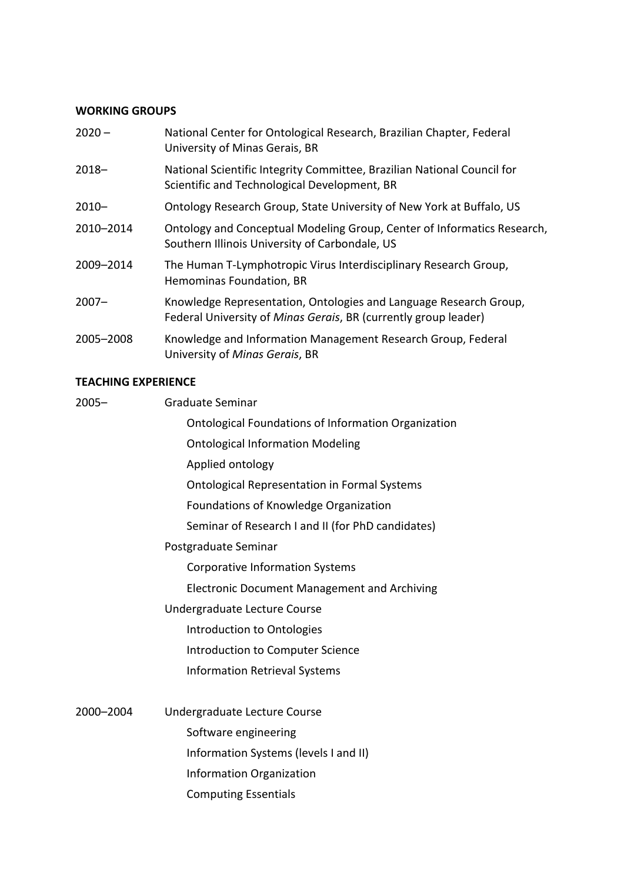**WORKING GROUPS**

| | |
|---|---|
| 2020 – | National Center for Ontological Research, Brazilian Chapter, Federal University of Minas Gerais, BR |
| 2018– | National Scientific Integrity Committee, Brazilian National Council for Scientific and Technological Development, BR |
| 2010– | Ontology Research Group, State University of New York at Buffalo, US |
| 2010–2014 | Ontology and Conceptual Modeling Group, Center of Informatics Research, Southern Illinois University of Carbondale, US |
| 2009–2014 | The Human T-Lymphotropic Virus Interdisciplinary Research Group, Hemominas Foundation, BR |
| 2007– | Knowledge Representation, Ontologies and Language Research Group, Federal University of *Minas Gerais*, BR (currently group leader) |
| 2005–2008 | Knowledge and Information Management Research Group, Federal University of *Minas Gerais*, BR |

**TEACHING EXPERIENCE**

2005– Graduate Seminar

- Ontological Foundations of Information Organization
- Ontological Information Modeling
- Applied ontology
- Ontological Representation in Formal Systems
- Foundations of Knowledge Organization
- Seminar of Research I and II (for PhD candidates)

Postgraduate Seminar

- Corporative Information Systems
- Electronic Document Management and Archiving

Undergraduate Lecture Course

- Introduction to Ontologies
- Introduction to Computer Science
- Information Retrieval Systems

2000–2004 Undergraduate Lecture Course

- Software engineering
- Information Systems (levels I and II)
- Information Organization
- Computing Essentials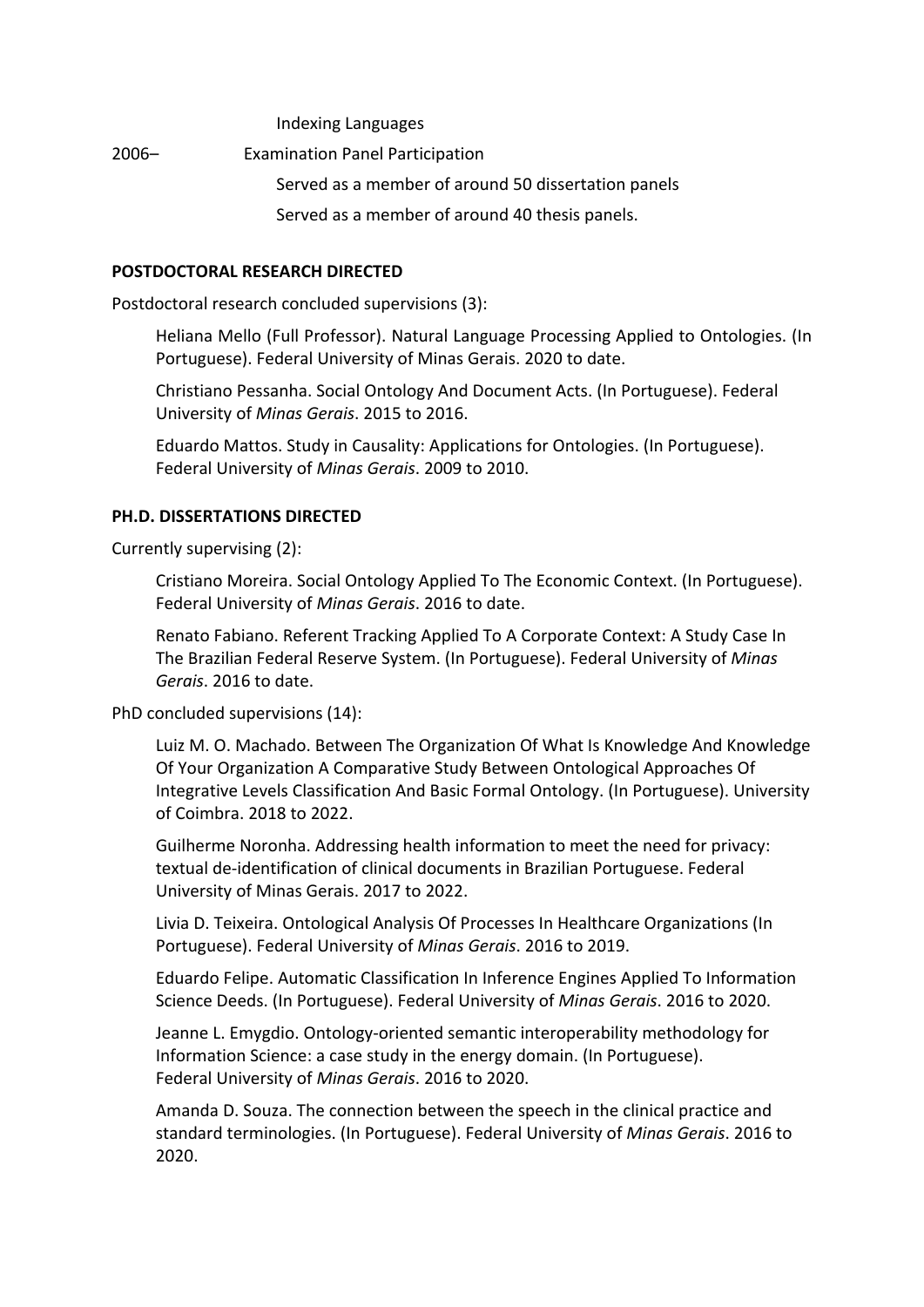Indexing Languages

2006– Examination Panel Participation

Served as a member of around 50 dissertation panels

Served as a member of around 40 thesis panels.

**POSTDOCTORAL RESEARCH DIRECTED**

Postdoctoral research concluded supervisions (3):

Heliana Mello (Full Professor). Natural Language Processing Applied to Ontologies. (In Portuguese). Federal University of Minas Gerais. 2020 to date.

Christiano Pessanha. Social Ontology And Document Acts. (In Portuguese). Federal University of *Minas Gerais*. 2015 to 2016.

Eduardo Mattos. Study in Causality: Applications for Ontologies. (In Portuguese). Federal University of *Minas Gerais*. 2009 to 2010.

**PH.D. DISSERTATIONS DIRECTED**

Currently supervising (2):

Cristiano Moreira. Social Ontology Applied To The Economic Context. (In Portuguese). Federal University of *Minas Gerais*. 2016 to date.

Renato Fabiano. Referent Tracking Applied To A Corporate Context: A Study Case In The Brazilian Federal Reserve System. (In Portuguese). Federal University of *Minas Gerais*. 2016 to date.

PhD concluded supervisions (14):

Luiz M. O. Machado. Between The Organization Of What Is Knowledge And Knowledge Of Your Organization A Comparative Study Between Ontological Approaches Of Integrative Levels Classification And Basic Formal Ontology. (In Portuguese). University of Coimbra. 2018 to 2022.

Guilherme Noronha. Addressing health information to meet the need for privacy: textual de-identification of clinical documents in Brazilian Portuguese. Federal University of Minas Gerais. 2017 to 2022.

Livia D. Teixeira. Ontological Analysis Of Processes In Healthcare Organizations (In Portuguese). Federal University of *Minas Gerais*. 2016 to 2019.

Eduardo Felipe. Automatic Classification In Inference Engines Applied To Information Science Deeds. (In Portuguese). Federal University of *Minas Gerais*. 2016 to 2020.

Jeanne L. Emygdio. Ontology-oriented semantic interoperability methodology for Information Science: a case study in the energy domain. (In Portuguese). Federal University of *Minas Gerais*. 2016 to 2020.

Amanda D. Souza. The connection between the speech in the clinical practice and standard terminologies. (In Portuguese). Federal University of *Minas Gerais*. 2016 to 2020.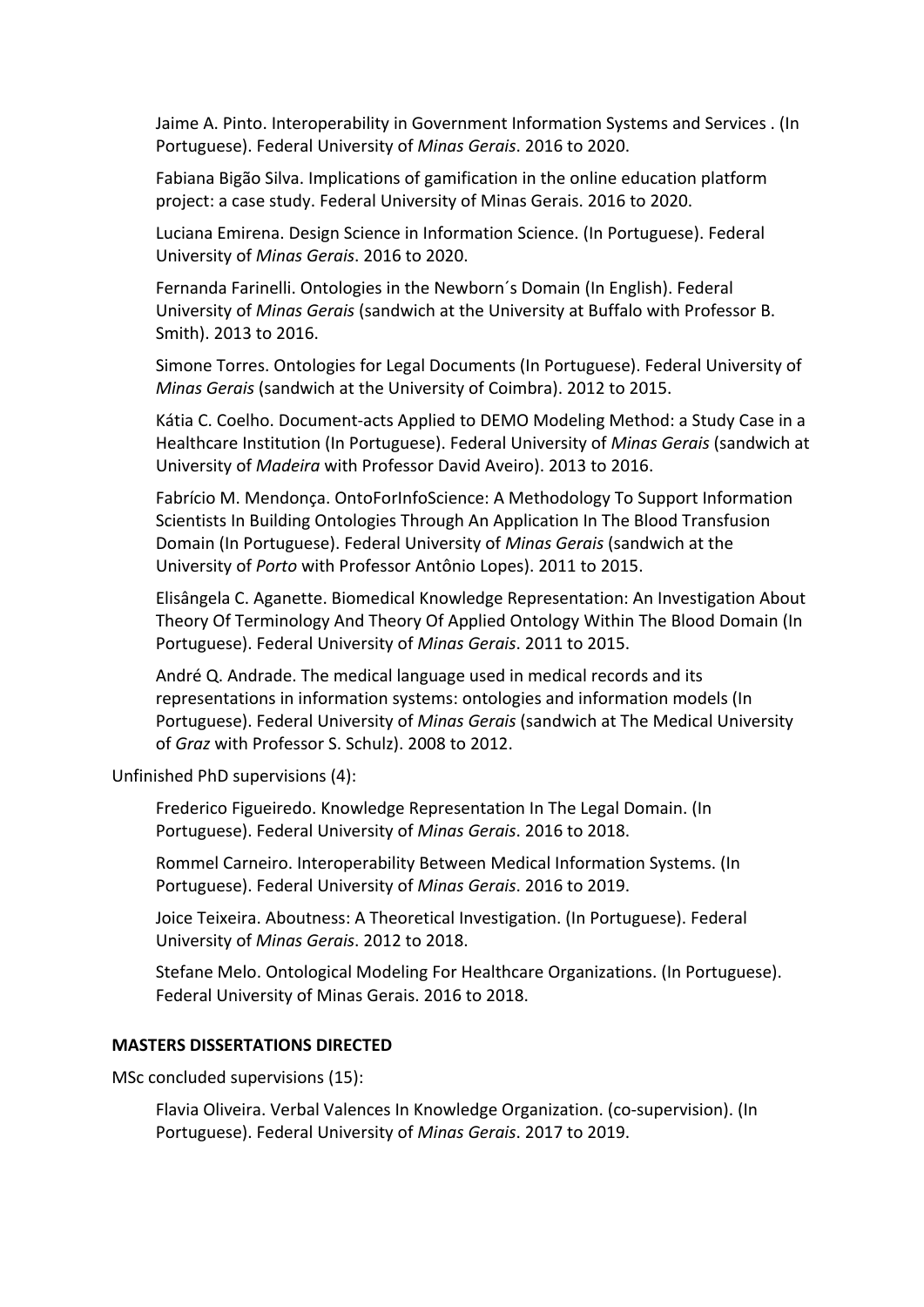Jaime A. Pinto. Interoperability in Government Information Systems and Services . (In Portuguese). Federal University of *Minas Gerais*. 2016 to 2020.

Fabiana Bigão Silva. Implications of gamification in the online education platform project: a case study. Federal University of Minas Gerais. 2016 to 2020.

Luciana Emirena. Design Science in Information Science. (In Portuguese). Federal University of *Minas Gerais*. 2016 to 2020.

Fernanda Farinelli. Ontologies in the Newborn´s Domain (In English). Federal University of *Minas Gerais* (sandwich at the University at Buffalo with Professor B. Smith). 2013 to 2016.

Simone Torres. Ontologies for Legal Documents (In Portuguese). Federal University of *Minas Gerais* (sandwich at the University of Coimbra). 2012 to 2015.

Kátia C. Coelho. Document-acts Applied to DEMO Modeling Method: a Study Case in a Healthcare Institution (In Portuguese). Federal University of *Minas Gerais* (sandwich at University of *Madeira* with Professor David Aveiro). 2013 to 2016.

Fabrício M. Mendonça. OntoForInfoScience: A Methodology To Support Information Scientists In Building Ontologies Through An Application In The Blood Transfusion Domain (In Portuguese). Federal University of *Minas Gerais* (sandwich at the University of *Porto* with Professor Antônio Lopes). 2011 to 2015.

Elisângela C. Aganette. Biomedical Knowledge Representation: An Investigation About Theory Of Terminology And Theory Of Applied Ontology Within The Blood Domain (In Portuguese). Federal University of *Minas Gerais*. 2011 to 2015.

André Q. Andrade. The medical language used in medical records and its representations in information systems: ontologies and information models (In Portuguese). Federal University of *Minas Gerais* (sandwich at The Medical University of *Graz* with Professor S. Schulz). 2008 to 2012.

Unfinished PhD supervisions (4):

Frederico Figueiredo. Knowledge Representation In The Legal Domain. (In Portuguese). Federal University of *Minas Gerais*. 2016 to 2018.

Rommel Carneiro. Interoperability Between Medical Information Systems. (In Portuguese). Federal University of *Minas Gerais*. 2016 to 2019.

Joice Teixeira. Aboutness: A Theoretical Investigation. (In Portuguese). Federal University of *Minas Gerais*. 2012 to 2018.

Stefane Melo. Ontological Modeling For Healthcare Organizations. (In Portuguese). Federal University of Minas Gerais. 2016 to 2018.

**MASTERS DISSERTATIONS DIRECTED**

MSc concluded supervisions (15):

Flavia Oliveira. Verbal Valences In Knowledge Organization. (co-supervision). (In Portuguese). Federal University of *Minas Gerais*. 2017 to 2019.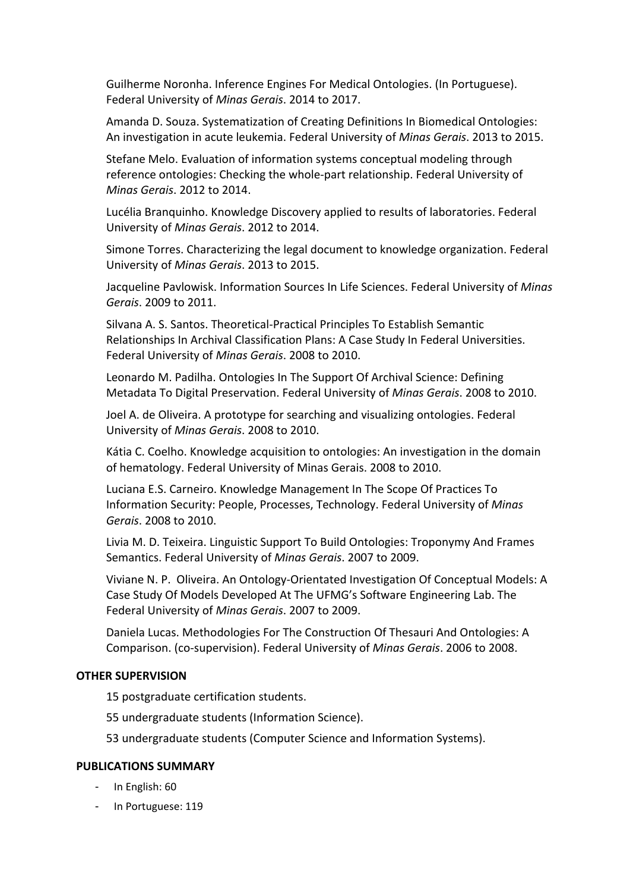Guilherme Noronha. Inference Engines For Medical Ontologies. (In Portuguese). Federal University of *Minas Gerais*. 2014 to 2017.

Amanda D. Souza. Systematization of Creating Definitions In Biomedical Ontologies: An investigation in acute leukemia. Federal University of *Minas Gerais*. 2013 to 2015.

Stefane Melo. Evaluation of information systems conceptual modeling through reference ontologies: Checking the whole-part relationship. Federal University of *Minas Gerais*. 2012 to 2014.

Lucélia Branquinho. Knowledge Discovery applied to results of laboratories. Federal University of *Minas Gerais*. 2012 to 2014.

Simone Torres. Characterizing the legal document to knowledge organization. Federal University of *Minas Gerais*. 2013 to 2015.

Jacqueline Pavlowisk. Information Sources In Life Sciences. Federal University of *Minas Gerais*. 2009 to 2011.

Silvana A. S. Santos. Theoretical-Practical Principles To Establish Semantic Relationships In Archival Classification Plans: A Case Study In Federal Universities. Federal University of *Minas Gerais*. 2008 to 2010.

Leonardo M. Padilha. Ontologies In The Support Of Archival Science: Defining Metadata To Digital Preservation. Federal University of *Minas Gerais*. 2008 to 2010.

Joel A. de Oliveira. A prototype for searching and visualizing ontologies. Federal University of *Minas Gerais*. 2008 to 2010.

Kátia C. Coelho. Knowledge acquisition to ontologies: An investigation in the domain of hematology. Federal University of Minas Gerais. 2008 to 2010.

Luciana E.S. Carneiro. Knowledge Management In The Scope Of Practices To Information Security: People, Processes, Technology. Federal University of *Minas Gerais*. 2008 to 2010.

Livia M. D. Teixeira. Linguistic Support To Build Ontologies: Troponymy And Frames Semantics. Federal University of *Minas Gerais*. 2007 to 2009.

Viviane N. P. Oliveira. An Ontology-Orientated Investigation Of Conceptual Models: A Case Study Of Models Developed At The UFMG's Software Engineering Lab. The Federal University of *Minas Gerais*. 2007 to 2009.

Daniela Lucas. Methodologies For The Construction Of Thesauri And Ontologies: A Comparison. (co-supervision). Federal University of *Minas Gerais*. 2006 to 2008.

**OTHER SUPERVISION**

15 postgraduate certification students.

55 undergraduate students (Information Science).

53 undergraduate students (Computer Science and Information Systems).

**PUBLICATIONS SUMMARY**

- In English: 60
- In Portuguese: 119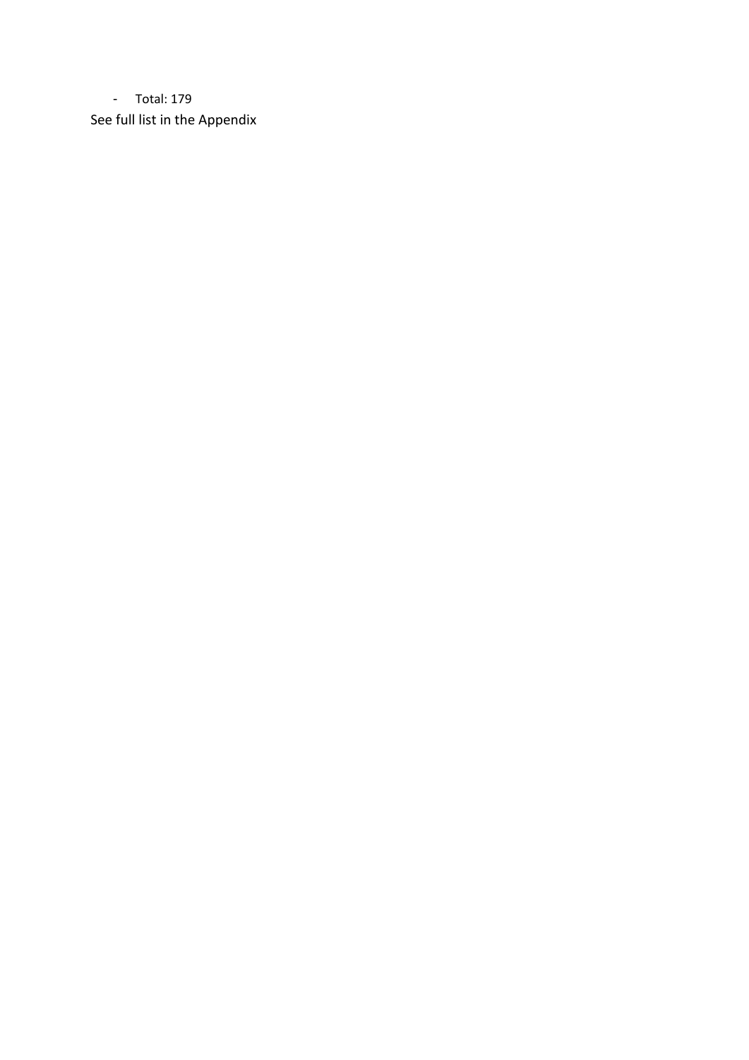- Total: 179

See full list in the Appendix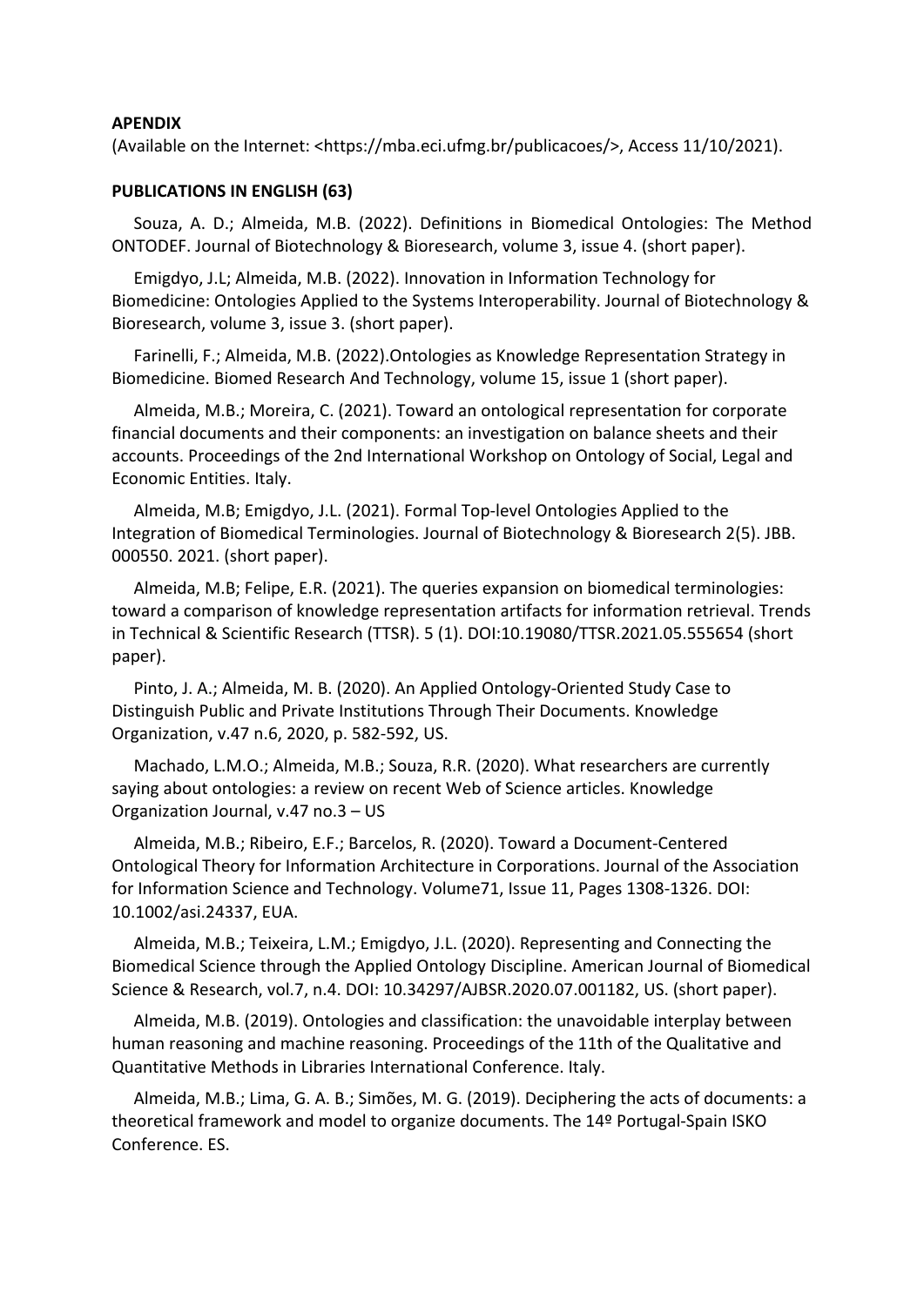**APENDIX**

(Available on the Internet: <https://mba.eci.ufmg.br/publicacoes/>, Access 11/10/2021).

**PUBLICATIONS IN ENGLISH (63)**

Souza, A. D.; Almeida, M.B. (2022). Definitions in Biomedical Ontologies: The Method ONTODEF. Journal of Biotechnology & Bioresearch, volume 3, issue 4. (short paper).

Emigdyo, J.L; Almeida, M.B. (2022). Innovation in Information Technology for Biomedicine: Ontologies Applied to the Systems Interoperability. Journal of Biotechnology & Bioresearch, volume 3, issue 3. (short paper).

Farinelli, F.; Almeida, M.B. (2022).Ontologies as Knowledge Representation Strategy in Biomedicine. Biomed Research And Technology, volume 15, issue 1 (short paper).

Almeida, M.B.; Moreira, C. (2021). Toward an ontological representation for corporate financial documents and their components: an investigation on balance sheets and their accounts. Proceedings of the 2nd International Workshop on Ontology of Social, Legal and Economic Entities. Italy.

Almeida, M.B; Emigdyo, J.L. (2021). Formal Top-level Ontologies Applied to the Integration of Biomedical Terminologies. Journal of Biotechnology & Bioresearch 2(5). JBB. 000550. 2021. (short paper).

Almeida, M.B; Felipe, E.R. (2021). The queries expansion on biomedical terminologies: toward a comparison of knowledge representation artifacts for information retrieval. Trends in Technical & Scientific Research (TTSR). 5 (1). DOI:10.19080/TTSR.2021.05.555654 (short paper).

Pinto, J. A.; Almeida, M. B. (2020). An Applied Ontology-Oriented Study Case to Distinguish Public and Private Institutions Through Their Documents. Knowledge Organization, v.47 n.6, 2020, p. 582-592, US.

Machado, L.M.O.; Almeida, M.B.; Souza, R.R. (2020). What researchers are currently saying about ontologies: a review on recent Web of Science articles. Knowledge Organization Journal, v.47 no.3 – US

Almeida, M.B.; Ribeiro, E.F.; Barcelos, R. (2020). Toward a Document-Centered Ontological Theory for Information Architecture in Corporations. Journal of the Association for Information Science and Technology. Volume71, Issue 11, Pages 1308-1326. DOI: 10.1002/asi.24337, EUA.

Almeida, M.B.; Teixeira, L.M.; Emigdyo, J.L. (2020). Representing and Connecting the Biomedical Science through the Applied Ontology Discipline. American Journal of Biomedical Science & Research, vol.7, n.4. DOI: 10.34297/AJBSR.2020.07.001182, US. (short paper).

Almeida, M.B. (2019). Ontologies and classification: the unavoidable interplay between human reasoning and machine reasoning. Proceedings of the 11th of the Qualitative and Quantitative Methods in Libraries International Conference. Italy.

Almeida, M.B.; Lima, G. A. B.; Simões, M. G. (2019). Deciphering the acts of documents: a theoretical framework and model to organize documents. The 14º Portugal-Spain ISKO Conference. ES.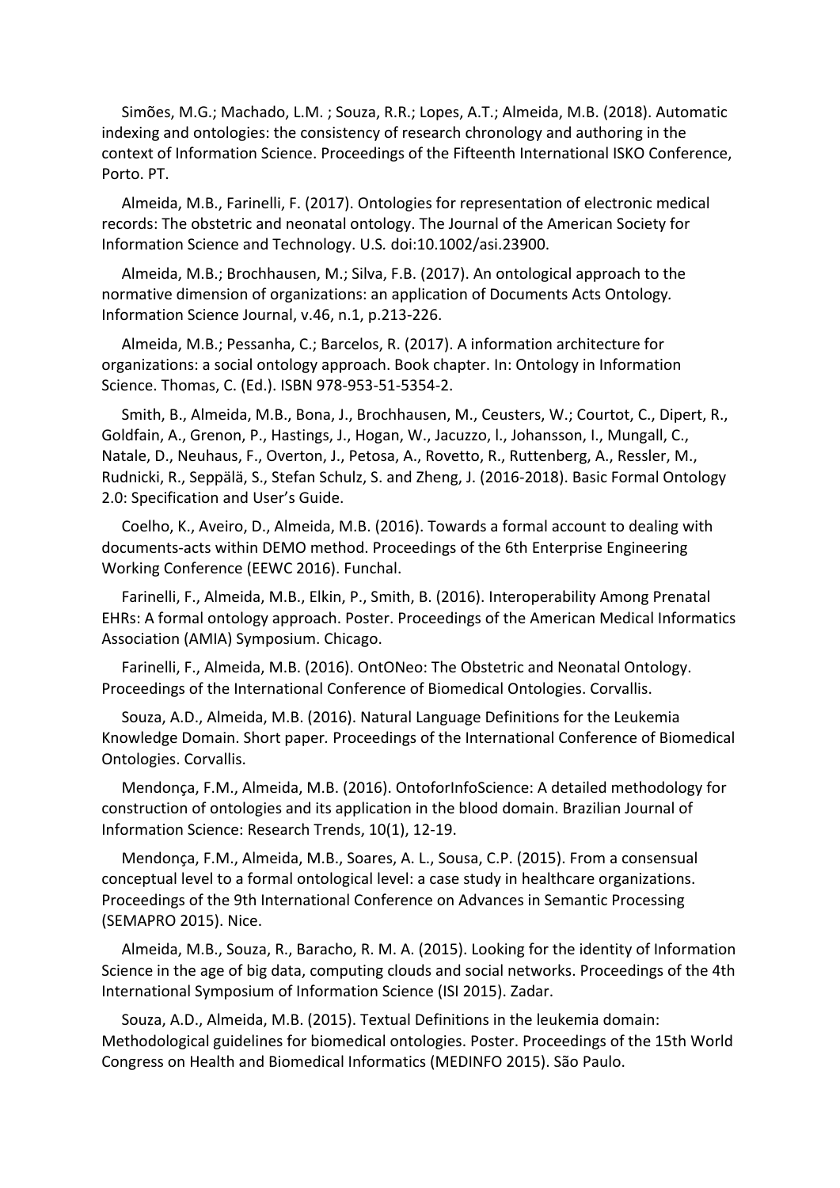Simões, M.G.; Machado, L.M. ; Souza, R.R.; Lopes, A.T.; Almeida, M.B. (2018). Automatic indexing and ontologies: the consistency of research chronology and authoring in the context of Information Science. Proceedings of the Fifteenth International ISKO Conference, Porto. PT.

Almeida, M.B., Farinelli, F. (2017). Ontologies for representation of electronic medical records: The obstetric and neonatal ontology. The Journal of the American Society for Information Science and Technology. U.S. doi:10.1002/asi.23900.

Almeida, M.B.; Brochhausen, M.; Silva, F.B. (2017). An ontological approach to the normative dimension of organizations: an application of Documents Acts Ontology. Information Science Journal, v.46, n.1, p.213-226.

Almeida, M.B.; Pessanha, C.; Barcelos, R. (2017). A information architecture for organizations: a social ontology approach. Book chapter. In: Ontology in Information Science. Thomas, C. (Ed.). ISBN 978-953-51-5354-2.

Smith, B., Almeida, M.B., Bona, J., Brochhausen, M., Ceusters, W.; Courtot, C., Dipert, R., Goldfain, A., Grenon, P., Hastings, J., Hogan, W., Jacuzzo, l., Johansson, I., Mungall, C., Natale, D., Neuhaus, F., Overton, J., Petosa, A., Rovetto, R., Ruttenberg, A., Ressler, M., Rudnicki, R., Seppälä, S., Stefan Schulz, S. and Zheng, J. (2016-2018). Basic Formal Ontology 2.0: Specification and User's Guide.

Coelho, K., Aveiro, D., Almeida, M.B. (2016). Towards a formal account to dealing with documents-acts within DEMO method. Proceedings of the 6th Enterprise Engineering Working Conference (EEWC 2016). Funchal.

Farinelli, F., Almeida, M.B., Elkin, P., Smith, B. (2016). Interoperability Among Prenatal EHRs: A formal ontology approach. Poster. Proceedings of the American Medical Informatics Association (AMIA) Symposium. Chicago.

Farinelli, F., Almeida, M.B. (2016). OntONeo: The Obstetric and Neonatal Ontology. Proceedings of the International Conference of Biomedical Ontologies. Corvallis.

Souza, A.D., Almeida, M.B. (2016). Natural Language Definitions for the Leukemia Knowledge Domain. Short paper. Proceedings of the International Conference of Biomedical Ontologies. Corvallis.

Mendonça, F.M., Almeida, M.B. (2016). OntoforInfoScience: A detailed methodology for construction of ontologies and its application in the blood domain. Brazilian Journal of Information Science: Research Trends, 10(1), 12-19.

Mendonça, F.M., Almeida, M.B., Soares, A. L., Sousa, C.P. (2015). From a consensual conceptual level to a formal ontological level: a case study in healthcare organizations. Proceedings of the 9th International Conference on Advances in Semantic Processing (SEMAPRO 2015). Nice.

Almeida, M.B., Souza, R., Baracho, R. M. A. (2015). Looking for the identity of Information Science in the age of big data, computing clouds and social networks. Proceedings of the 4th International Symposium of Information Science (ISI 2015). Zadar.

Souza, A.D., Almeida, M.B. (2015). Textual Definitions in the leukemia domain: Methodological guidelines for biomedical ontologies. Poster. Proceedings of the 15th World Congress on Health and Biomedical Informatics (MEDINFO 2015). São Paulo.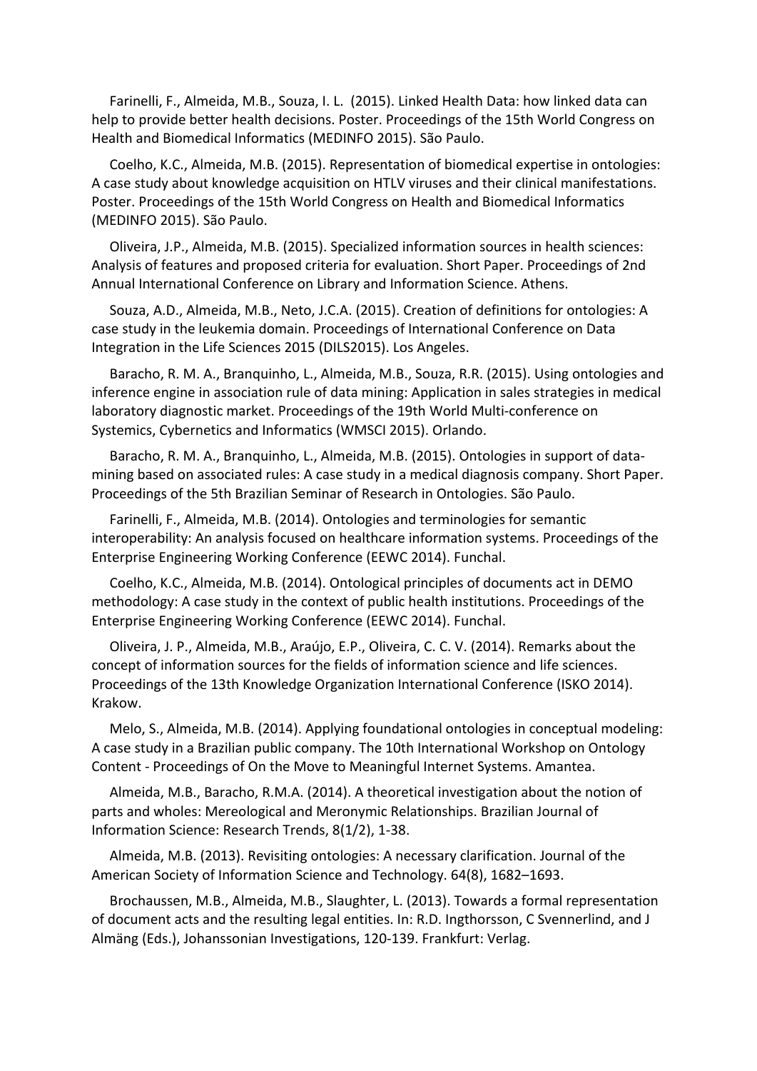Farinelli, F., Almeida, M.B., Souza, I. L. (2015). Linked Health Data: how linked data can help to provide better health decisions. Poster. Proceedings of the 15th World Congress on Health and Biomedical Informatics (MEDINFO 2015). São Paulo.

Coelho, K.C., Almeida, M.B. (2015). Representation of biomedical expertise in ontologies: A case study about knowledge acquisition on HTLV viruses and their clinical manifestations. Poster. Proceedings of the 15th World Congress on Health and Biomedical Informatics (MEDINFO 2015). São Paulo.

Oliveira, J.P., Almeida, M.B. (2015). Specialized information sources in health sciences: Analysis of features and proposed criteria for evaluation. Short Paper. Proceedings of 2nd Annual International Conference on Library and Information Science. Athens.

Souza, A.D., Almeida, M.B., Neto, J.C.A. (2015). Creation of definitions for ontologies: A case study in the leukemia domain. Proceedings of International Conference on Data Integration in the Life Sciences 2015 (DILS2015). Los Angeles.

Baracho, R. M. A., Branquinho, L., Almeida, M.B., Souza, R.R. (2015). Using ontologies and inference engine in association rule of data mining: Application in sales strategies in medical laboratory diagnostic market. Proceedings of the 19th World Multi-conference on Systemics, Cybernetics and Informatics (WMSCI 2015). Orlando.

Baracho, R. M. A., Branquinho, L., Almeida, M.B. (2015). Ontologies in support of data-mining based on associated rules: A case study in a medical diagnosis company. Short Paper. Proceedings of the 5th Brazilian Seminar of Research in Ontologies. São Paulo.

Farinelli, F., Almeida, M.B. (2014). Ontologies and terminologies for semantic interoperability: An analysis focused on healthcare information systems. Proceedings of the Enterprise Engineering Working Conference (EEWC 2014). Funchal.

Coelho, K.C., Almeida, M.B. (2014). Ontological principles of documents act in DEMO methodology: A case study in the context of public health institutions. Proceedings of the Enterprise Engineering Working Conference (EEWC 2014). Funchal.

Oliveira, J. P., Almeida, M.B., Araújo, E.P., Oliveira, C. C. V. (2014). Remarks about the concept of information sources for the fields of information science and life sciences. Proceedings of the 13th Knowledge Organization International Conference (ISKO 2014). Krakow.

Melo, S., Almeida, M.B. (2014). Applying foundational ontologies in conceptual modeling: A case study in a Brazilian public company. The 10th International Workshop on Ontology Content - Proceedings of On the Move to Meaningful Internet Systems. Amantea.

Almeida, M.B., Baracho, R.M.A. (2014). A theoretical investigation about the notion of parts and wholes: Mereological and Meronymic Relationships. Brazilian Journal of Information Science: Research Trends, 8(1/2), 1-38.

Almeida, M.B. (2013). Revisiting ontologies: A necessary clarification. Journal of the American Society of Information Science and Technology. 64(8), 1682–1693.

Brochaussen, M.B., Almeida, M.B., Slaughter, L. (2013). Towards a formal representation of document acts and the resulting legal entities. In: R.D. Ingthorsson, C Svennerlind, and J Almäng (Eds.), Johanssonian Investigations, 120-139. Frankfurt: Verlag.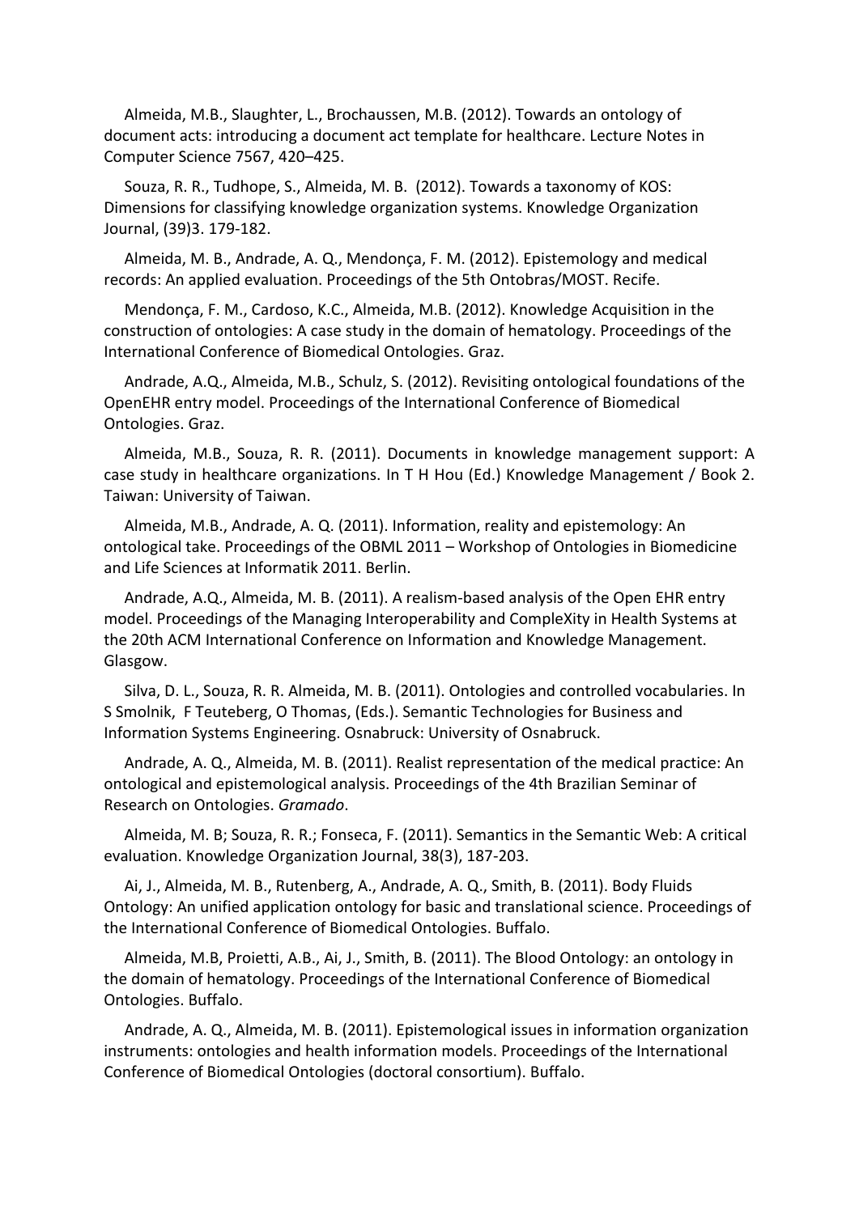Almeida, M.B., Slaughter, L., Brochaussen, M.B. (2012). Towards an ontology of document acts: introducing a document act template for healthcare. Lecture Notes in Computer Science 7567, 420–425.

Souza, R. R., Tudhope, S., Almeida, M. B. (2012). Towards a taxonomy of KOS: Dimensions for classifying knowledge organization systems. Knowledge Organization Journal, (39)3. 179-182.

Almeida, M. B., Andrade, A. Q., Mendonça, F. M. (2012). Epistemology and medical records: An applied evaluation. Proceedings of the 5th Ontobras/MOST. Recife.

Mendonça, F. M., Cardoso, K.C., Almeida, M.B. (2012). Knowledge Acquisition in the construction of ontologies: A case study in the domain of hematology. Proceedings of the International Conference of Biomedical Ontologies. Graz.

Andrade, A.Q., Almeida, M.B., Schulz, S. (2012). Revisiting ontological foundations of the OpenEHR entry model. Proceedings of the International Conference of Biomedical Ontologies. Graz.

Almeida, M.B., Souza, R. R. (2011). Documents in knowledge management support: A case study in healthcare organizations. In T H Hou (Ed.) Knowledge Management / Book 2. Taiwan: University of Taiwan.

Almeida, M.B., Andrade, A. Q. (2011). Information, reality and epistemology: An ontological take. Proceedings of the OBML 2011 – Workshop of Ontologies in Biomedicine and Life Sciences at Informatik 2011. Berlin.

Andrade, A.Q., Almeida, M. B. (2011). A realism-based analysis of the Open EHR entry model. Proceedings of the Managing Interoperability and CompleXity in Health Systems at the 20th ACM International Conference on Information and Knowledge Management. Glasgow.

Silva, D. L., Souza, R. R. Almeida, M. B. (2011). Ontologies and controlled vocabularies. In S Smolnik, F Teuteberg, O Thomas, (Eds.). Semantic Technologies for Business and Information Systems Engineering. Osnabruck: University of Osnabruck.

Andrade, A. Q., Almeida, M. B. (2011). Realist representation of the medical practice: An ontological and epistemological analysis. Proceedings of the 4th Brazilian Seminar of Research on Ontologies. *Gramado*.

Almeida, M. B; Souza, R. R.; Fonseca, F. (2011). Semantics in the Semantic Web: A critical evaluation. Knowledge Organization Journal, 38(3), 187-203.

Ai, J., Almeida, M. B., Rutenberg, A., Andrade, A. Q., Smith, B. (2011). Body Fluids Ontology: An unified application ontology for basic and translational science. Proceedings of the International Conference of Biomedical Ontologies. Buffalo.

Almeida, M.B, Proietti, A.B., Ai, J., Smith, B. (2011). The Blood Ontology: an ontology in the domain of hematology. Proceedings of the International Conference of Biomedical Ontologies. Buffalo.

Andrade, A. Q., Almeida, M. B. (2011). Epistemological issues in information organization instruments: ontologies and health information models. Proceedings of the International Conference of Biomedical Ontologies (doctoral consortium). Buffalo.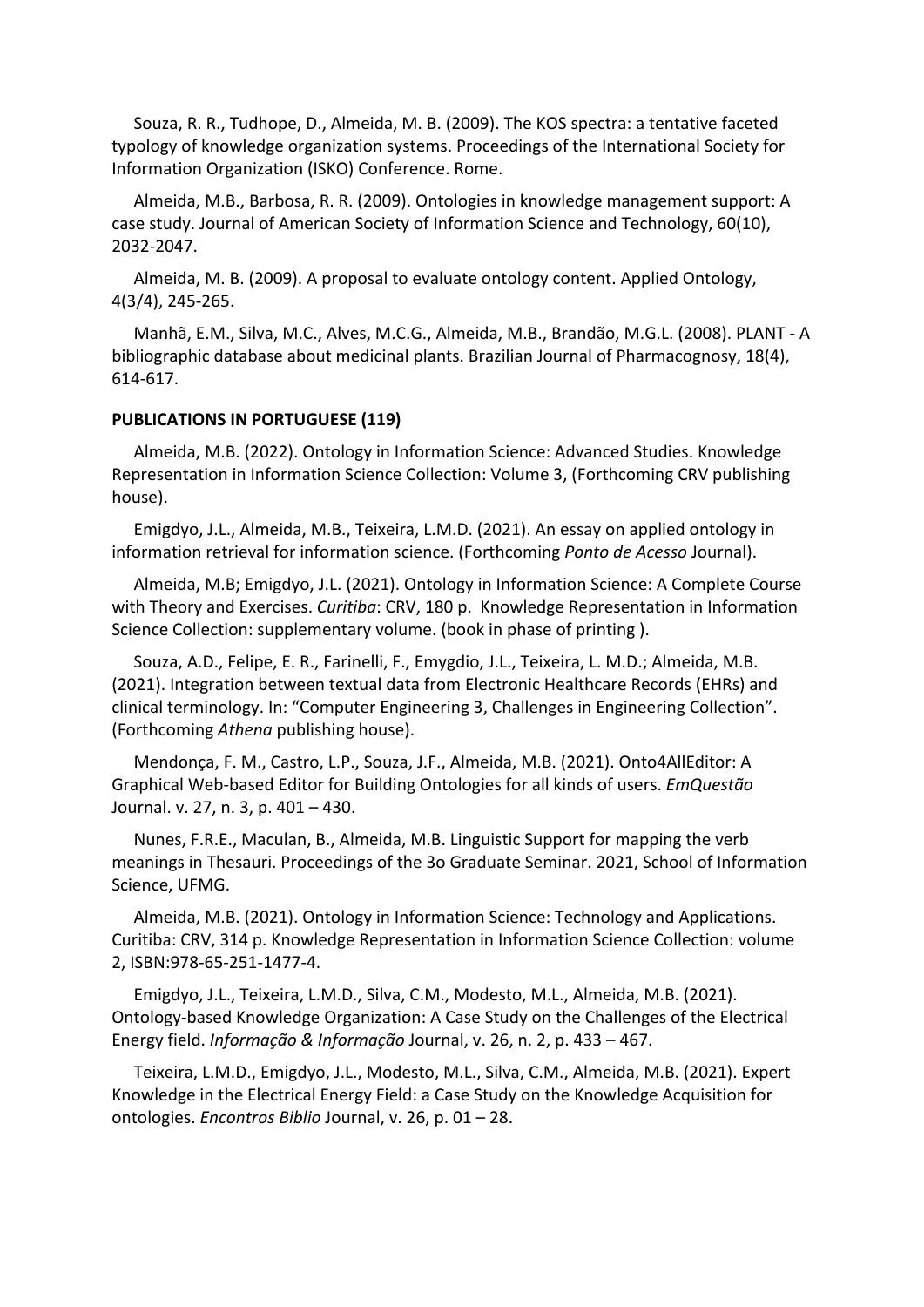Souza, R. R., Tudhope, D., Almeida, M. B. (2009). The KOS spectra: a tentative faceted typology of knowledge organization systems. Proceedings of the International Society for Information Organization (ISKO) Conference. Rome.

Almeida, M.B., Barbosa, R. R. (2009). Ontologies in knowledge management support: A case study. Journal of American Society of Information Science and Technology, 60(10), 2032-2047.

Almeida, M. B. (2009). A proposal to evaluate ontology content. Applied Ontology, 4(3/4), 245-265.

Manhã, E.M., Silva, M.C., Alves, M.C.G., Almeida, M.B., Brandão, M.G.L. (2008). PLANT - A bibliographic database about medicinal plants. Brazilian Journal of Pharmacognosy, 18(4), 614-617.

**PUBLICATIONS IN PORTUGUESE (119)**

Almeida, M.B. (2022). Ontology in Information Science: Advanced Studies. Knowledge Representation in Information Science Collection: Volume 3, (Forthcoming CRV publishing house).

Emigdyo, J.L., Almeida, M.B., Teixeira, L.M.D. (2021). An essay on applied ontology in information retrieval for information science. (Forthcoming *Ponto de Acesso* Journal).

Almeida, M.B; Emigdyo, J.L. (2021). Ontology in Information Science: A Complete Course with Theory and Exercises. *Curitiba*: CRV, 180 p. Knowledge Representation in Information Science Collection: supplementary volume. (book in phase of printing ).

Souza, A.D., Felipe, E. R., Farinelli, F., Emygdio, J.L., Teixeira, L. M.D.; Almeida, M.B. (2021). Integration between textual data from Electronic Healthcare Records (EHRs) and clinical terminology. In: “Computer Engineering 3, Challenges in Engineering Collection”. (Forthcoming *Athena* publishing house).

Mendonça, F. M., Castro, L.P., Souza, J.F., Almeida, M.B. (2021). Onto4AllEditor: A Graphical Web-based Editor for Building Ontologies for all kinds of users. *EmQuestão* Journal. v. 27, n. 3, p. 401 – 430.

Nunes, F.R.E., Maculan, B., Almeida, M.B. Linguistic Support for mapping the verb meanings in Thesauri. Proceedings of the 3o Graduate Seminar. 2021, School of Information Science, UFMG.

Almeida, M.B. (2021). Ontology in Information Science: Technology and Applications. Curitiba: CRV, 314 p. Knowledge Representation in Information Science Collection: volume 2, ISBN:978-65-251-1477-4.

Emigdyo, J.L., Teixeira, L.M.D., Silva, C.M., Modesto, M.L., Almeida, M.B. (2021). Ontology-based Knowledge Organization: A Case Study on the Challenges of the Electrical Energy field. *Informação & Informação* Journal, v. 26, n. 2, p. 433 – 467.

Teixeira, L.M.D., Emigdyo, J.L., Modesto, M.L., Silva, C.M., Almeida, M.B. (2021). Expert Knowledge in the Electrical Energy Field: a Case Study on the Knowledge Acquisition for ontologies. *Encontros Biblio* Journal, v. 26, p. 01 – 28.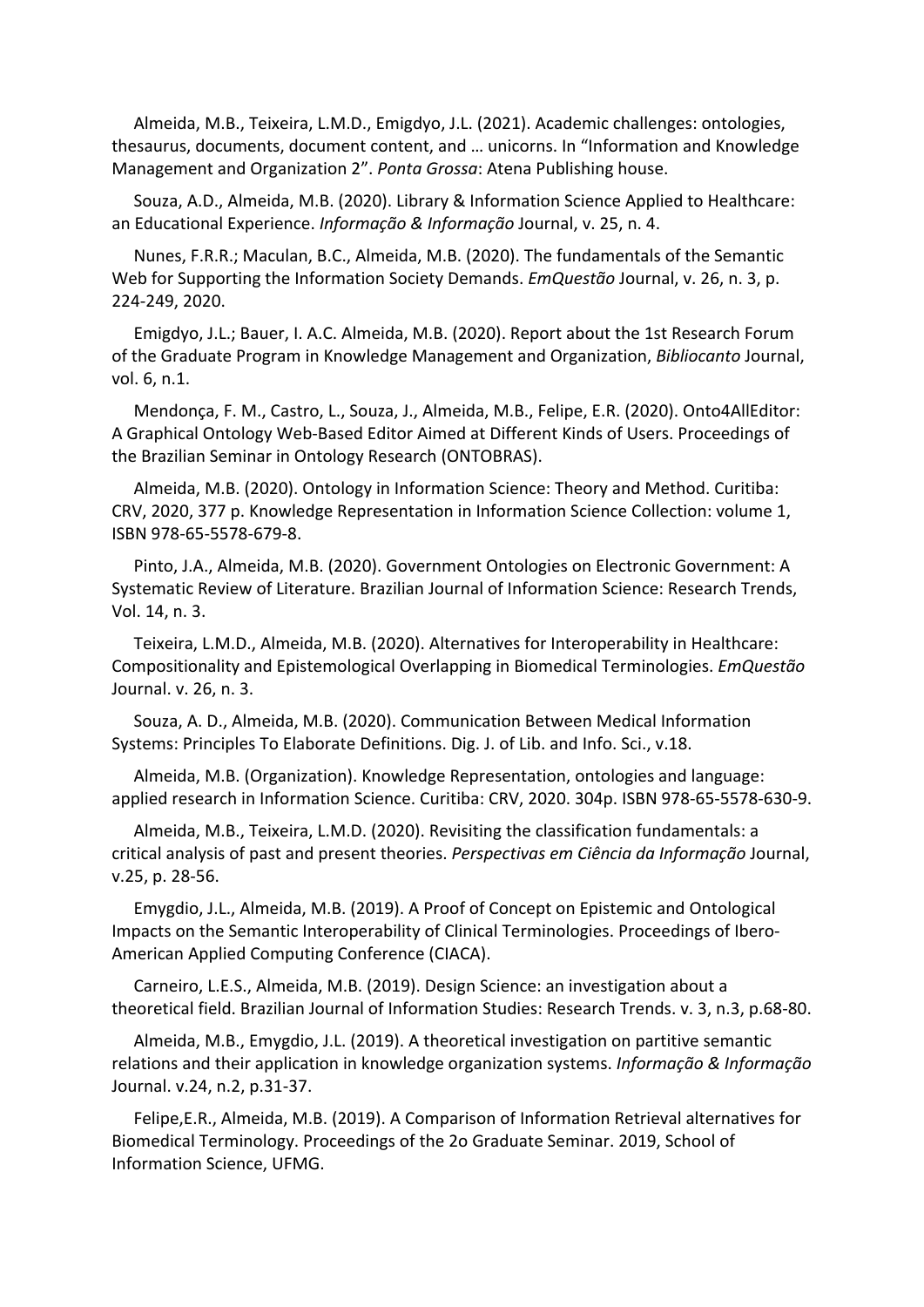Almeida, M.B., Teixeira, L.M.D., Emigdyo, J.L. (2021). Academic challenges: ontologies, thesaurus, documents, document content, and … unicorns. In "Information and Knowledge Management and Organization 2". *Ponta Grossa*: Atena Publishing house.

Souza, A.D., Almeida, M.B. (2020). Library & Information Science Applied to Healthcare: an Educational Experience. *Informação & Informação* Journal, v. 25, n. 4.

Nunes, F.R.R.; Maculan, B.C., Almeida, M.B. (2020). The fundamentals of the Semantic Web for Supporting the Information Society Demands. *EmQuestão* Journal, v. 26, n. 3, p. 224-249, 2020.

Emigdyo, J.L.; Bauer, I. A.C. Almeida, M.B. (2020). Report about the 1st Research Forum of the Graduate Program in Knowledge Management and Organization, *Bibliocanto* Journal, vol. 6, n.1.

Mendonça, F. M., Castro, L., Souza, J., Almeida, M.B., Felipe, E.R. (2020). Onto4AllEditor: A Graphical Ontology Web-Based Editor Aimed at Different Kinds of Users. Proceedings of the Brazilian Seminar in Ontology Research (ONTOBRAS).

Almeida, M.B. (2020). Ontology in Information Science: Theory and Method. Curitiba: CRV, 2020, 377 p. Knowledge Representation in Information Science Collection: volume 1, ISBN 978-65-5578-679-8.

Pinto, J.A., Almeida, M.B. (2020). Government Ontologies on Electronic Government: A Systematic Review of Literature. Brazilian Journal of Information Science: Research Trends, Vol. 14, n. 3.

Teixeira, L.M.D., Almeida, M.B. (2020). Alternatives for Interoperability in Healthcare: Compositionality and Epistemological Overlapping in Biomedical Terminologies. *EmQuestão* Journal. v. 26, n. 3.

Souza, A. D., Almeida, M.B. (2020). Communication Between Medical Information Systems: Principles To Elaborate Definitions. Dig. J. of Lib. and Info. Sci., v.18.

Almeida, M.B. (Organization). Knowledge Representation, ontologies and language: applied research in Information Science. Curitiba: CRV, 2020. 304p. ISBN 978-65-5578-630-9.

Almeida, M.B., Teixeira, L.M.D. (2020). Revisiting the classification fundamentals: a critical analysis of past and present theories. *Perspectivas em Ciência da Informação* Journal, v.25, p. 28-56.

Emygdio, J.L., Almeida, M.B. (2019). A Proof of Concept on Epistemic and Ontological Impacts on the Semantic Interoperability of Clinical Terminologies. Proceedings of Ibero-American Applied Computing Conference (CIACA).

Carneiro, L.E.S., Almeida, M.B. (2019). Design Science: an investigation about a theoretical field. Brazilian Journal of Information Studies: Research Trends. v. 3, n.3, p.68-80.

Almeida, M.B., Emygdio, J.L. (2019). A theoretical investigation on partitive semantic relations and their application in knowledge organization systems. *Informação & Informação* Journal. v.24, n.2, p.31-37.

Felipe,E.R., Almeida, M.B. (2019). A Comparison of Information Retrieval alternatives for Biomedical Terminology. Proceedings of the 2o Graduate Seminar. 2019, School of Information Science, UFMG.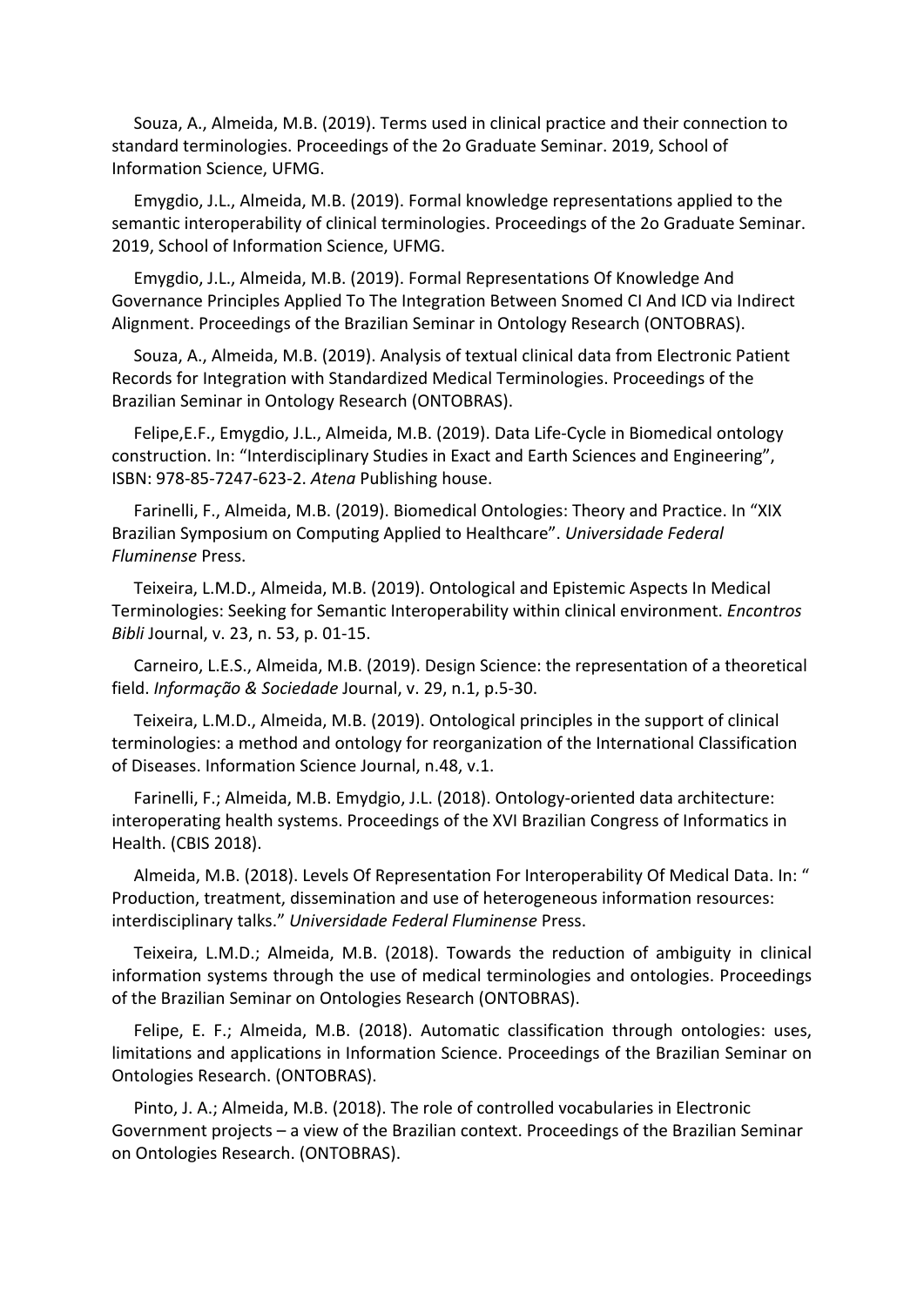Souza, A., Almeida, M.B. (2019). Terms used in clinical practice and their connection to standard terminologies. Proceedings of the 2o Graduate Seminar. 2019, School of Information Science, UFMG.

Emygdio, J.L., Almeida, M.B. (2019). Formal knowledge representations applied to the semantic interoperability of clinical terminologies. Proceedings of the 2o Graduate Seminar. 2019, School of Information Science, UFMG.

Emygdio, J.L., Almeida, M.B. (2019). Formal Representations Of Knowledge And Governance Principles Applied To The Integration Between Snomed Cl And ICD via Indirect Alignment. Proceedings of the Brazilian Seminar in Ontology Research (ONTOBRAS).

Souza, A., Almeida, M.B. (2019). Analysis of textual clinical data from Electronic Patient Records for Integration with Standardized Medical Terminologies. Proceedings of the Brazilian Seminar in Ontology Research (ONTOBRAS).

Felipe,E.F., Emygdio, J.L., Almeida, M.B. (2019). Data Life-Cycle in Biomedical ontology construction. In: "Interdisciplinary Studies in Exact and Earth Sciences and Engineering", ISBN: 978-85-7247-623-2. *Atena* Publishing house.

Farinelli, F., Almeida, M.B. (2019). Biomedical Ontologies: Theory and Practice. In "XIX Brazilian Symposium on Computing Applied to Healthcare". *Universidade Federal Fluminense* Press.

Teixeira, L.M.D., Almeida, M.B. (2019). Ontological and Epistemic Aspects In Medical Terminologies: Seeking for Semantic Interoperability within clinical environment. *Encontros Bibli* Journal, v. 23, n. 53, p. 01-15.

Carneiro, L.E.S., Almeida, M.B. (2019). Design Science: the representation of a theoretical field. *Informação & Sociedade* Journal, v. 29, n.1, p.5-30.

Teixeira, L.M.D., Almeida, M.B. (2019). Ontological principles in the support of clinical terminologies: a method and ontology for reorganization of the International Classification of Diseases. Information Science Journal, n.48, v.1.

Farinelli, F.; Almeida, M.B. Emydgio, J.L. (2018). Ontology-oriented data architecture: interoperating health systems. Proceedings of the XVI Brazilian Congress of Informatics in Health. (CBIS 2018).

Almeida, M.B. (2018). Levels Of Representation For Interoperability Of Medical Data. In: " Production, treatment, dissemination and use of heterogeneous information resources: interdisciplinary talks." *Universidade Federal Fluminense* Press.

Teixeira, L.M.D.; Almeida, M.B. (2018). Towards the reduction of ambiguity in clinical information systems through the use of medical terminologies and ontologies. Proceedings of the Brazilian Seminar on Ontologies Research (ONTOBRAS).

Felipe, E. F.; Almeida, M.B. (2018). Automatic classification through ontologies: uses, limitations and applications in Information Science. Proceedings of the Brazilian Seminar on Ontologies Research. (ONTOBRAS).

Pinto, J. A.; Almeida, M.B. (2018). The role of controlled vocabularies in Electronic Government projects – a view of the Brazilian context. Proceedings of the Brazilian Seminar on Ontologies Research. (ONTOBRAS).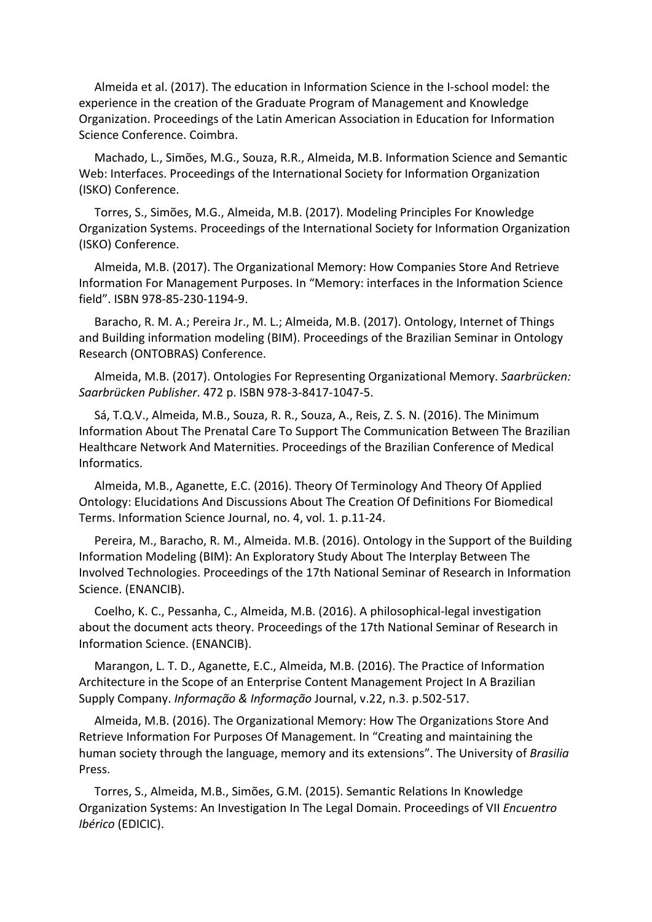Almeida et al. (2017). The education in Information Science in the I-school model: the experience in the creation of the Graduate Program of Management and Knowledge Organization. Proceedings of the Latin American Association in Education for Information Science Conference. Coimbra.

Machado, L., Simões, M.G., Souza, R.R., Almeida, M.B. Information Science and Semantic Web: Interfaces. Proceedings of the International Society for Information Organization (ISKO) Conference.

Torres, S., Simões, M.G., Almeida, M.B. (2017). Modeling Principles For Knowledge Organization Systems. Proceedings of the International Society for Information Organization (ISKO) Conference.

Almeida, M.B. (2017). The Organizational Memory: How Companies Store And Retrieve Information For Management Purposes. In "Memory: interfaces in the Information Science field". ISBN 978-85-230-1194-9.

Baracho, R. M. A.; Pereira Jr., M. L.; Almeida, M.B. (2017). Ontology, Internet of Things and Building information modeling (BIM). Proceedings of the Brazilian Seminar in Ontology Research (ONTOBRAS) Conference.

Almeida, M.B. (2017). Ontologies For Representing Organizational Memory. *Saarbrücken: Saarbrücken Publisher*. 472 p. ISBN 978-3-8417-1047-5.

Sá, T.Q.V., Almeida, M.B., Souza, R. R., Souza, A., Reis, Z. S. N. (2016). The Minimum Information About The Prenatal Care To Support The Communication Between The Brazilian Healthcare Network And Maternities. Proceedings of the Brazilian Conference of Medical Informatics.

Almeida, M.B., Aganette, E.C. (2016). Theory Of Terminology And Theory Of Applied Ontology: Elucidations And Discussions About The Creation Of Definitions For Biomedical Terms. Information Science Journal, no. 4, vol. 1. p.11-24.

Pereira, M., Baracho, R. M., Almeida. M.B. (2016). Ontology in the Support of the Building Information Modeling (BIM): An Exploratory Study About The Interplay Between The Involved Technologies. Proceedings of the 17th National Seminar of Research in Information Science. (ENANCIB).

Coelho, K. C., Pessanha, C., Almeida, M.B. (2016). A philosophical-legal investigation about the document acts theory. Proceedings of the 17th National Seminar of Research in Information Science. (ENANCIB).

Marangon, L. T. D., Aganette, E.C., Almeida, M.B. (2016). The Practice of Information Architecture in the Scope of an Enterprise Content Management Project In A Brazilian Supply Company. *Informação & Informação* Journal, v.22, n.3. p.502-517.

Almeida, M.B. (2016). The Organizational Memory: How The Organizations Store And Retrieve Information For Purposes Of Management. In "Creating and maintaining the human society through the language, memory and its extensions". The University of *Brasilia* Press.

Torres, S., Almeida, M.B., Simões, G.M. (2015). Semantic Relations In Knowledge Organization Systems: An Investigation In The Legal Domain. Proceedings of VII *Encuentro Ibérico* (EDICIC).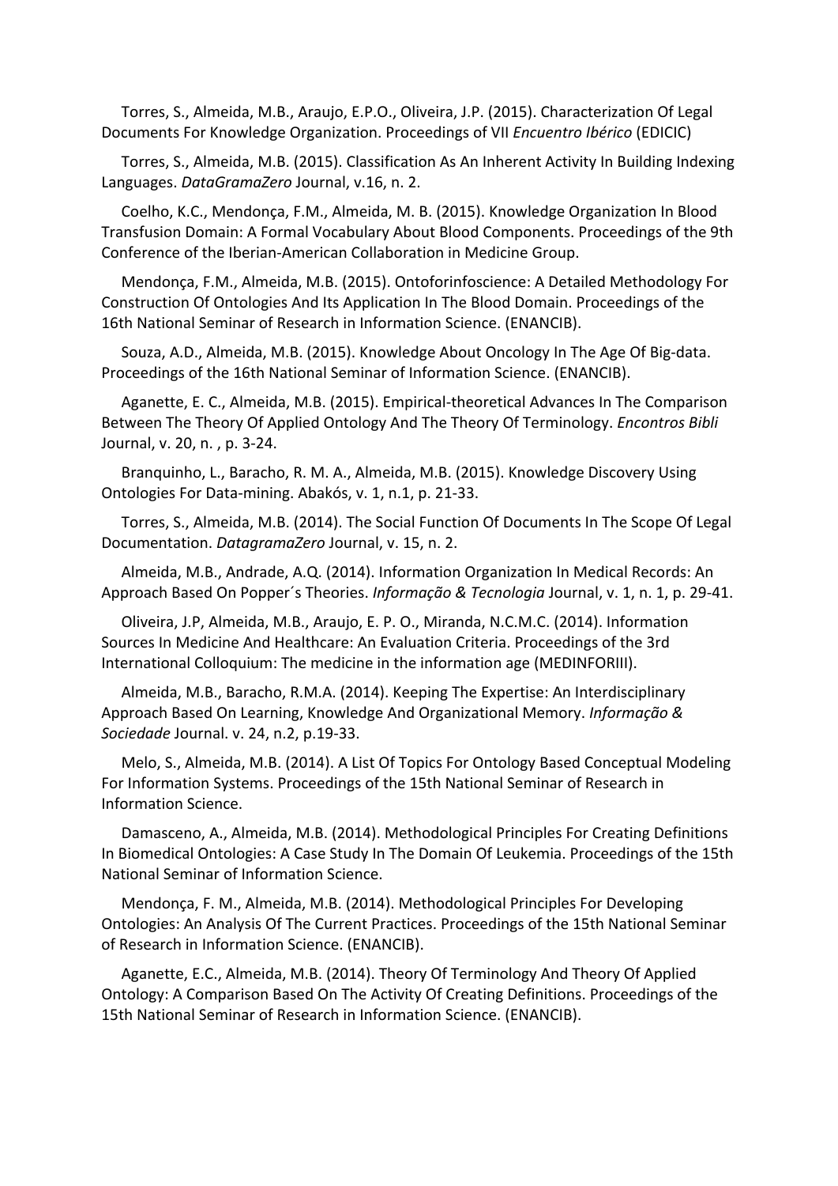Torres, S., Almeida, M.B., Araujo, E.P.O., Oliveira, J.P. (2015). Characterization Of Legal Documents For Knowledge Organization. Proceedings of VII *Encuentro Ibérico* (EDICIC)

Torres, S., Almeida, M.B. (2015). Classification As An Inherent Activity In Building Indexing Languages. *DataGramaZero* Journal, v.16, n. 2.

Coelho, K.C., Mendonça, F.M., Almeida, M. B. (2015). Knowledge Organization In Blood Transfusion Domain: A Formal Vocabulary About Blood Components. Proceedings of the 9th Conference of the Iberian-American Collaboration in Medicine Group.

Mendonça, F.M., Almeida, M.B. (2015). Ontoforinfoscience: A Detailed Methodology For Construction Of Ontologies And Its Application In The Blood Domain. Proceedings of the 16th National Seminar of Research in Information Science. (ENANCIB).

Souza, A.D., Almeida, M.B. (2015). Knowledge About Oncology In The Age Of Big-data. Proceedings of the 16th National Seminar of Information Science. (ENANCIB).

Aganette, E. C., Almeida, M.B. (2015). Empirical-theoretical Advances In The Comparison Between The Theory Of Applied Ontology And The Theory Of Terminology. *Encontros Bibli* Journal, v. 20, n. , p. 3-24.

Branquinho, L., Baracho, R. M. A., Almeida, M.B. (2015). Knowledge Discovery Using Ontologies For Data-mining. Abakós, v. 1, n.1, p. 21-33.

Torres, S., Almeida, M.B. (2014). The Social Function Of Documents In The Scope Of Legal Documentation. *DatagramaZero* Journal, v. 15, n. 2.

Almeida, M.B., Andrade, A.Q. (2014). Information Organization In Medical Records: An Approach Based On Popper´s Theories. *Informação & Tecnologia* Journal, v. 1, n. 1, p. 29-41.

Oliveira, J.P, Almeida, M.B., Araujo, E. P. O., Miranda, N.C.M.C. (2014). Information Sources In Medicine And Healthcare: An Evaluation Criteria. Proceedings of the 3rd International Colloquium: The medicine in the information age (MEDINFORIII).

Almeida, M.B., Baracho, R.M.A. (2014). Keeping The Expertise: An Interdisciplinary Approach Based On Learning, Knowledge And Organizational Memory. *Informação & Sociedade* Journal. v. 24, n.2, p.19-33.

Melo, S., Almeida, M.B. (2014). A List Of Topics For Ontology Based Conceptual Modeling For Information Systems. Proceedings of the 15th National Seminar of Research in Information Science.

Damasceno, A., Almeida, M.B. (2014). Methodological Principles For Creating Definitions In Biomedical Ontologies: A Case Study In The Domain Of Leukemia. Proceedings of the 15th National Seminar of Information Science.

Mendonça, F. M., Almeida, M.B. (2014). Methodological Principles For Developing Ontologies: An Analysis Of The Current Practices. Proceedings of the 15th National Seminar of Research in Information Science. (ENANCIB).

Aganette, E.C., Almeida, M.B. (2014). Theory Of Terminology And Theory Of Applied Ontology: A Comparison Based On The Activity Of Creating Definitions. Proceedings of the 15th National Seminar of Research in Information Science. (ENANCIB).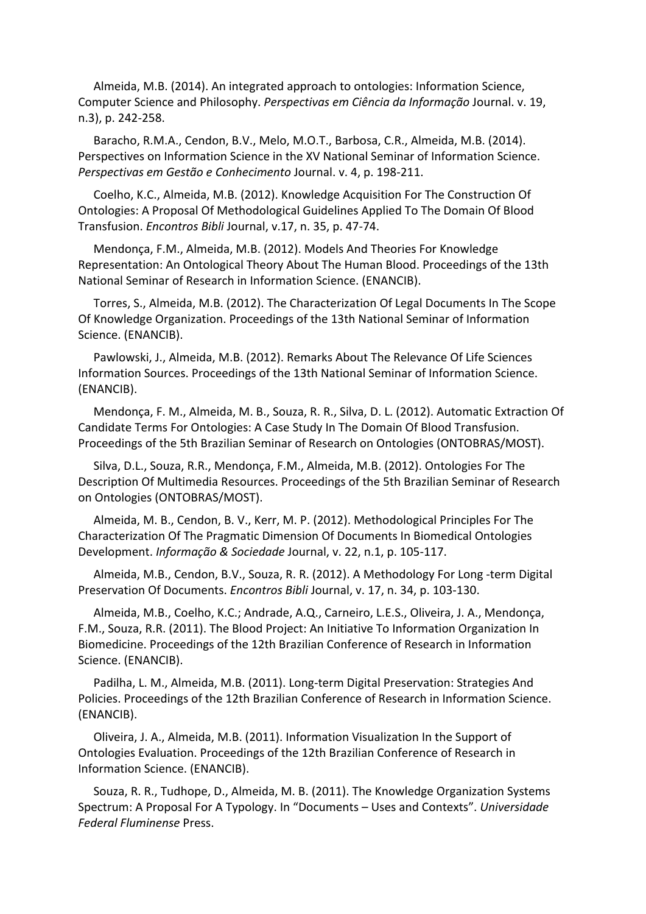Almeida, M.B. (2014). An integrated approach to ontologies: Information Science, Computer Science and Philosophy. *Perspectivas em Ciência da Informação* Journal. v. 19, n.3), p. 242-258.

Baracho, R.M.A., Cendon, B.V., Melo, M.O.T., Barbosa, C.R., Almeida, M.B. (2014). Perspectives on Information Science in the XV National Seminar of Information Science. *Perspectivas em Gestão e Conhecimento* Journal. v. 4, p. 198-211.

Coelho, K.C., Almeida, M.B. (2012). Knowledge Acquisition For The Construction Of Ontologies: A Proposal Of Methodological Guidelines Applied To The Domain Of Blood Transfusion. *Encontros Bibli* Journal, v.17, n. 35, p. 47-74.

Mendonça, F.M., Almeida, M.B. (2012). Models And Theories For Knowledge Representation: An Ontological Theory About The Human Blood. Proceedings of the 13th National Seminar of Research in Information Science. (ENANCIB).

Torres, S., Almeida, M.B. (2012). The Characterization Of Legal Documents In The Scope Of Knowledge Organization. Proceedings of the 13th National Seminar of Information Science. (ENANCIB).

Pawlowski, J., Almeida, M.B. (2012). Remarks About The Relevance Of Life Sciences Information Sources. Proceedings of the 13th National Seminar of Information Science. (ENANCIB).

Mendonça, F. M., Almeida, M. B., Souza, R. R., Silva, D. L. (2012). Automatic Extraction Of Candidate Terms For Ontologies: A Case Study In The Domain Of Blood Transfusion. Proceedings of the 5th Brazilian Seminar of Research on Ontologies (ONTOBRAS/MOST).

Silva, D.L., Souza, R.R., Mendonça, F.M., Almeida, M.B. (2012). Ontologies For The Description Of Multimedia Resources. Proceedings of the 5th Brazilian Seminar of Research on Ontologies (ONTOBRAS/MOST).

Almeida, M. B., Cendon, B. V., Kerr, M. P. (2012). Methodological Principles For The Characterization Of The Pragmatic Dimension Of Documents In Biomedical Ontologies Development. *Informação & Sociedade* Journal, v. 22, n.1, p. 105-117.

Almeida, M.B., Cendon, B.V., Souza, R. R. (2012). A Methodology For Long -term Digital Preservation Of Documents. *Encontros Bibli* Journal, v. 17, n. 34, p. 103-130.

Almeida, M.B., Coelho, K.C.; Andrade, A.Q., Carneiro, L.E.S., Oliveira, J. A., Mendonça, F.M., Souza, R.R. (2011). The Blood Project: An Initiative To Information Organization In Biomedicine. Proceedings of the 12th Brazilian Conference of Research in Information Science. (ENANCIB).

Padilha, L. M., Almeida, M.B. (2011). Long-term Digital Preservation: Strategies And Policies. Proceedings of the 12th Brazilian Conference of Research in Information Science. (ENANCIB).

Oliveira, J. A., Almeida, M.B. (2011). Information Visualization In the Support of Ontologies Evaluation. Proceedings of the 12th Brazilian Conference of Research in Information Science. (ENANCIB).

Souza, R. R., Tudhope, D., Almeida, M. B. (2011). The Knowledge Organization Systems Spectrum: A Proposal For A Typology. In "Documents – Uses and Contexts". *Universidade Federal Fluminense* Press.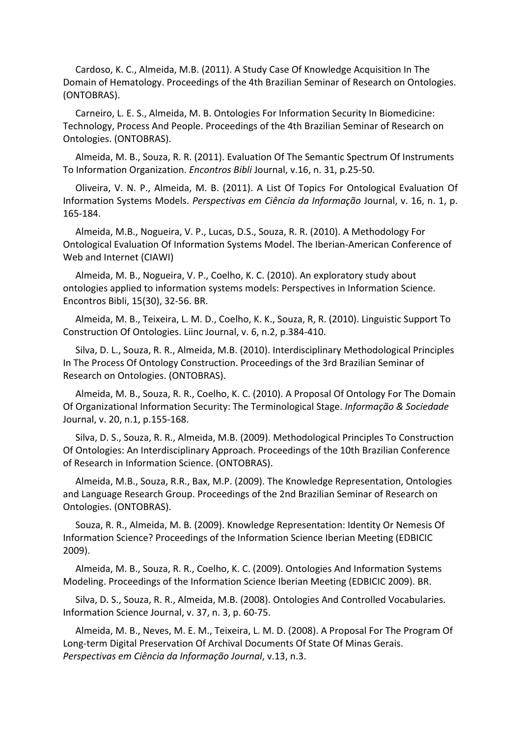Cardoso, K. C., Almeida, M.B. (2011). A Study Case Of Knowledge Acquisition In The Domain of Hematology. Proceedings of the 4th Brazilian Seminar of Research on Ontologies. (ONTOBRAS).

Carneiro, L. E. S., Almeida, M. B. Ontologies For Information Security In Biomedicine: Technology, Process And People. Proceedings of the 4th Brazilian Seminar of Research on Ontologies. (ONTOBRAS).

Almeida, M. B., Souza, R. R. (2011). Evaluation Of The Semantic Spectrum Of Instruments To Information Organization. *Encontros Bibli* Journal, v.16, n. 31, p.25-50.

Oliveira, V. N. P., Almeida, M. B. (2011). A List Of Topics For Ontological Evaluation Of Information Systems Models. *Perspectivas em Ciência da Informação* Journal, v. 16, n. 1, p. 165-184.

Almeida, M.B., Nogueira, V. P., Lucas, D.S., Souza, R. R. (2010). A Methodology For Ontological Evaluation Of Information Systems Model. The Iberian-American Conference of Web and Internet (CIAWI)

Almeida, M. B., Nogueira, V. P., Coelho, K. C. (2010). An exploratory study about ontologies applied to information systems models: Perspectives in Information Science. Encontros Bibli, 15(30), 32-56. BR.

Almeida, M. B., Teixeira, L. M. D., Coelho, K. K., Souza, R, R. (2010). Linguistic Support To Construction Of Ontologies. Liinc Journal, v. 6, n.2, p.384-410.

Silva, D. L., Souza, R. R., Almeida, M.B. (2010). Interdisciplinary Methodological Principles In The Process Of Ontology Construction. Proceedings of the 3rd Brazilian Seminar of Research on Ontologies. (ONTOBRAS).

Almeida, M. B., Souza, R. R., Coelho, K. C. (2010). A Proposal Of Ontology For The Domain Of Organizational Information Security: The Terminological Stage. *Informação & Sociedade* Journal, v. 20, n.1, p.155-168.

Silva, D. S., Souza, R. R., Almeida, M.B. (2009). Methodological Principles To Construction Of Ontologies: An Interdisciplinary Approach. Proceedings of the 10th Brazilian Conference of Research in Information Science. (ONTOBRAS).

Almeida, M.B., Souza, R.R., Bax, M.P. (2009). The Knowledge Representation, Ontologies and Language Research Group. Proceedings of the 2nd Brazilian Seminar of Research on Ontologies. (ONTOBRAS).

Souza, R. R., Almeida, M. B. (2009). Knowledge Representation: Identity Or Nemesis Of Information Science? Proceedings of the Information Science Iberian Meeting (EDBICIC 2009).

Almeida, M. B., Souza, R. R., Coelho, K. C. (2009). Ontologies And Information Systems Modeling. Proceedings of the Information Science Iberian Meeting (EDBICIC 2009). BR.

Silva, D. S., Souza, R. R., Almeida, M.B. (2008). Ontologies And Controlled Vocabularies. Information Science Journal, v. 37, n. 3, p. 60-75.

Almeida, M. B., Neves, M. E. M., Teixeira, L. M. D. (2008). A Proposal For The Program Of Long-term Digital Preservation Of Archival Documents Of State Of Minas Gerais. *Perspectivas em Ciência da Informação Journal*, v.13, n.3.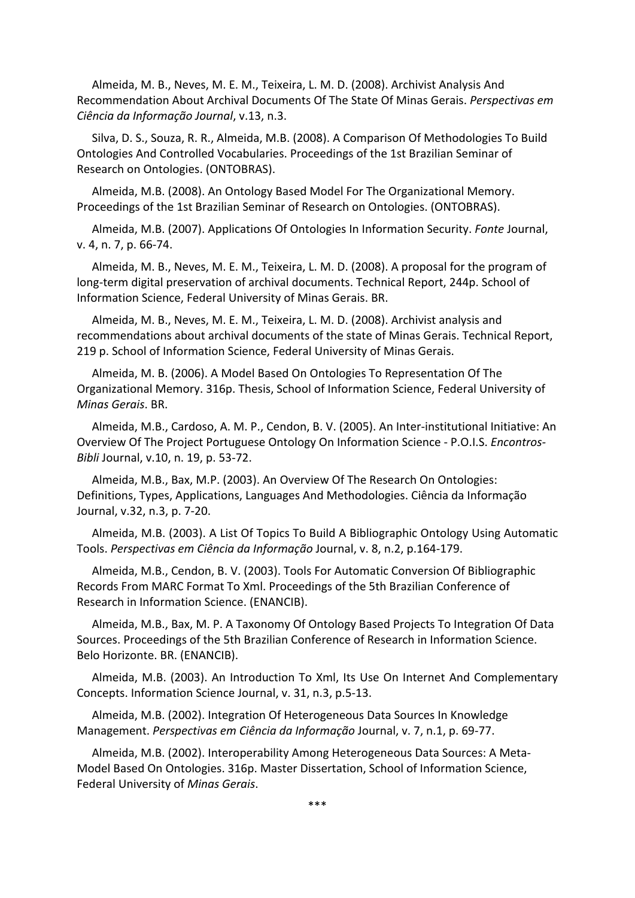Almeida, M. B., Neves, M. E. M., Teixeira, L. M. D. (2008). Archivist Analysis And Recommendation About Archival Documents Of The State Of Minas Gerais. *Perspectivas em Ciência da Informação Journal*, v.13, n.3.

Silva, D. S., Souza, R. R., Almeida, M.B. (2008). A Comparison Of Methodologies To Build Ontologies And Controlled Vocabularies. Proceedings of the 1st Brazilian Seminar of Research on Ontologies. (ONTOBRAS).

Almeida, M.B. (2008). An Ontology Based Model For The Organizational Memory. Proceedings of the 1st Brazilian Seminar of Research on Ontologies. (ONTOBRAS).

Almeida, M.B. (2007). Applications Of Ontologies In Information Security. *Fonte* Journal, v. 4, n. 7, p. 66-74.

Almeida, M. B., Neves, M. E. M., Teixeira, L. M. D. (2008). A proposal for the program of long-term digital preservation of archival documents. Technical Report, 244p. School of Information Science, Federal University of Minas Gerais. BR.

Almeida, M. B., Neves, M. E. M., Teixeira, L. M. D. (2008). Archivist analysis and recommendations about archival documents of the state of Minas Gerais. Technical Report, 219 p. School of Information Science, Federal University of Minas Gerais.

Almeida, M. B. (2006). A Model Based On Ontologies To Representation Of The Organizational Memory. 316p. Thesis, School of Information Science, Federal University of *Minas Gerais*. BR.

Almeida, M.B., Cardoso, A. M. P., Cendon, B. V. (2005). An Inter-institutional Initiative: An Overview Of The Project Portuguese Ontology On Information Science - P.O.I.S. *Encontros-Bibli* Journal, v.10, n. 19, p. 53-72.

Almeida, M.B., Bax, M.P. (2003). An Overview Of The Research On Ontologies: Definitions, Types, Applications, Languages And Methodologies. Ciência da Informação Journal, v.32, n.3, p. 7-20.

Almeida, M.B. (2003). A List Of Topics To Build A Bibliographic Ontology Using Automatic Tools. *Perspectivas em Ciência da Informação* Journal, v. 8, n.2, p.164-179.

Almeida, M.B., Cendon, B. V. (2003). Tools For Automatic Conversion Of Bibliographic Records From MARC Format To Xml. Proceedings of the 5th Brazilian Conference of Research in Information Science. (ENANCIB).

Almeida, M.B., Bax, M. P. A Taxonomy Of Ontology Based Projects To Integration Of Data Sources. Proceedings of the 5th Brazilian Conference of Research in Information Science. Belo Horizonte. BR. (ENANCIB).

Almeida, M.B. (2003). An Introduction To Xml, Its Use On Internet And Complementary Concepts. Information Science Journal, v. 31, n.3, p.5-13.

Almeida, M.B. (2002). Integration Of Heterogeneous Data Sources In Knowledge Management. *Perspectivas em Ciência da Informação* Journal, v. 7, n.1, p. 69-77.

Almeida, M.B. (2002). Interoperability Among Heterogeneous Data Sources: A Meta-Model Based On Ontologies. 316p. Master Dissertation, School of Information Science, Federal University of *Minas Gerais*.

***